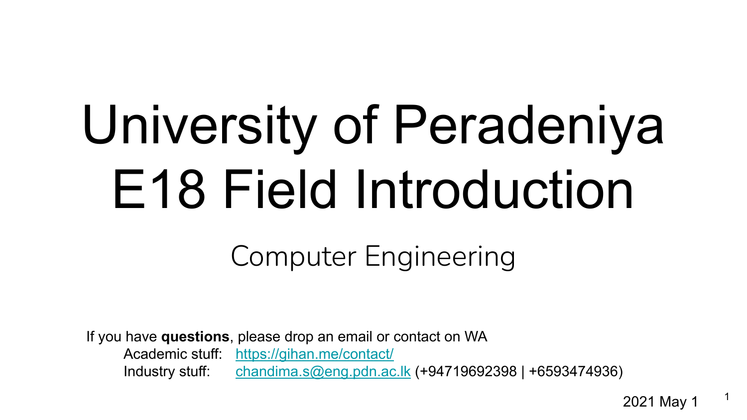# University of Peradeniya E18 Field Introduction

## Computer Engineering

If you have **questions**, please drop an email or contact on WA

Academic stuff: https://gihan.me/contact/

Industry stuff: chandima.s@eng.pdn.ac.lk (+94719692398 | +6593474936)

2021 May 1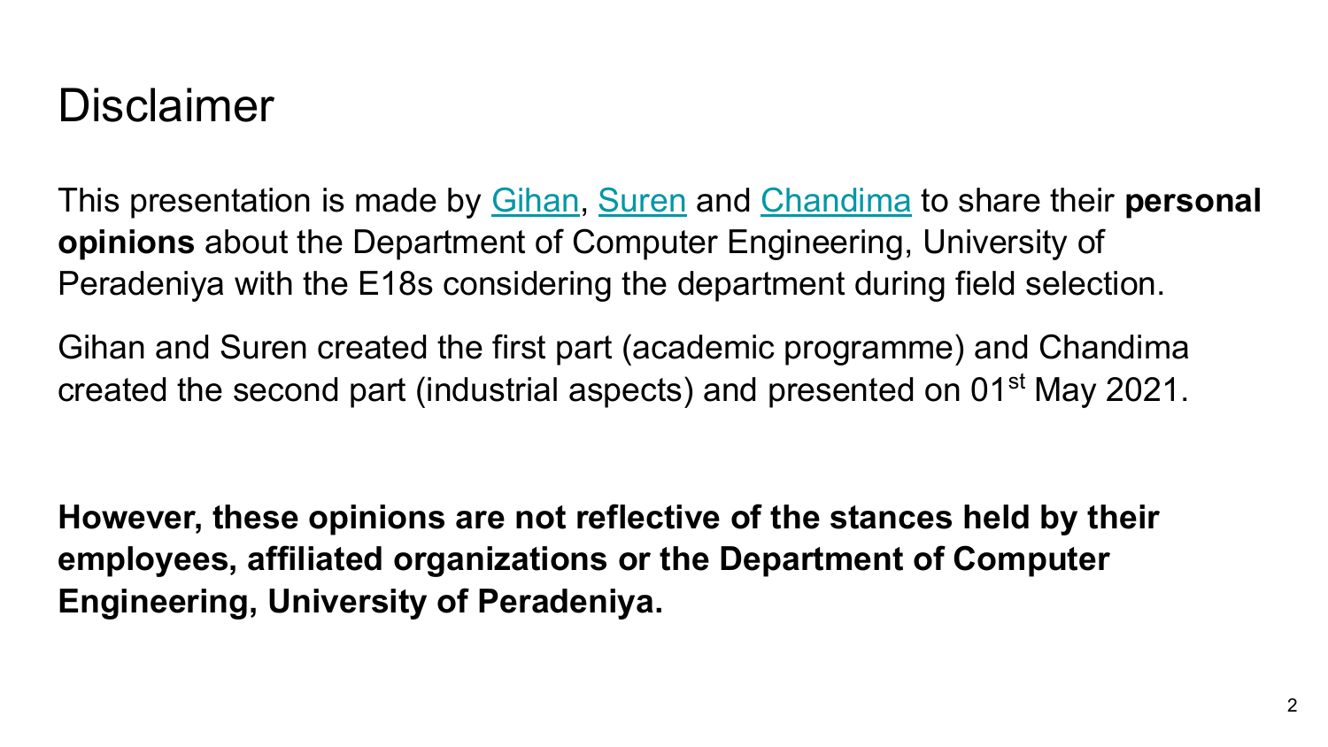# Disclaimer

This presentation is made by Gihan, Suren and Chandima to share their **personal opinions** about the Department of Computer Engineering, University of Peradeniya with the E18s considering the department during field selection.

Gihan and Suren created the first part (academic programme) and Chandima created the second part (industrial aspects) and presented on 01st May 2021.

**However, these opinions are not reflective of the stances held by their employees, affiliated organizations or the Department of Computer Engineering, University of Peradeniya.**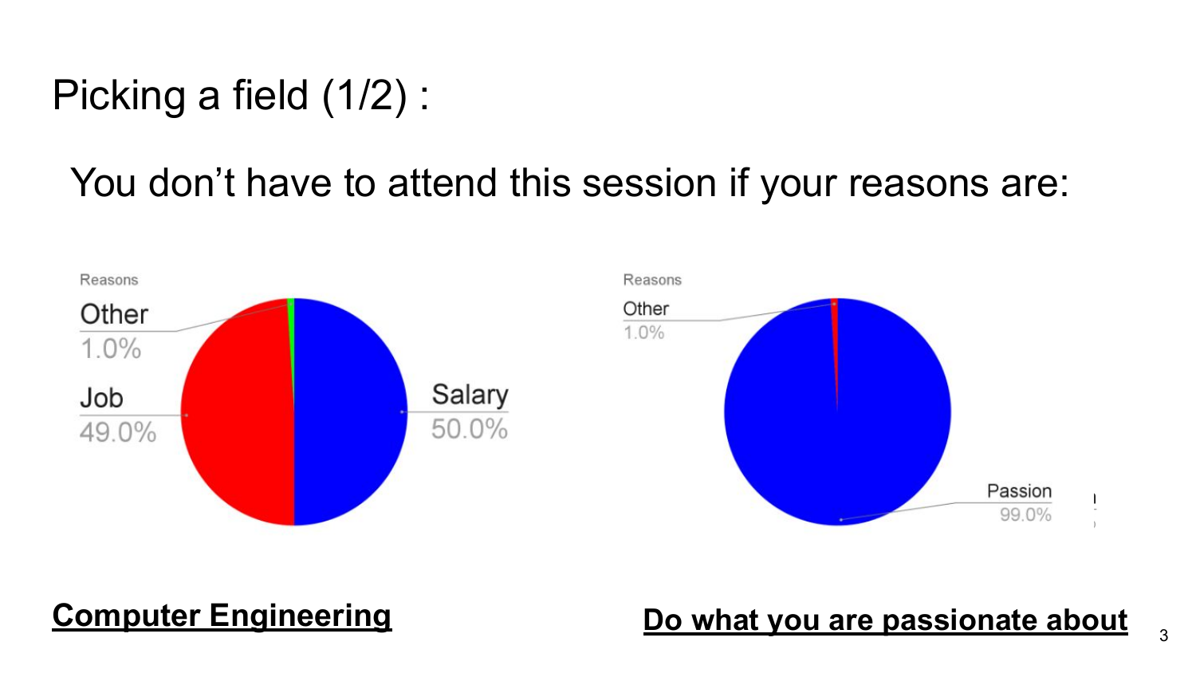# Picking a field (1/2) :

You don't have to attend this session if your reasons are:

Reasons

- Other 1.0%
- Job 49.0%
- Salary 50.0%

Reasons

- Other 1.0%
- Passion 99.0%

**Computer Engineering**

**Do what you are passionate about**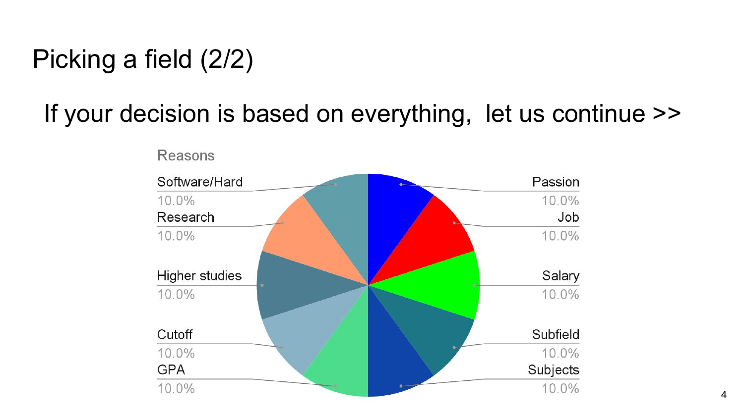# Picking a field (2/2)

If your decision is based on everything,  let us continue >>

Reasons

| Reason | Percentage |
| --- | --- |
| Passion | 10.0% |
| Job | 10.0% |
| Salary | 10.0% |
| Subfield | 10.0% |
| Subjects | 10.0% |
| GPA | 10.0% |
| Cutoff | 10.0% |
| Higher studies | 10.0% |
| Research | 10.0% |
| Software/Hard | 10.0% |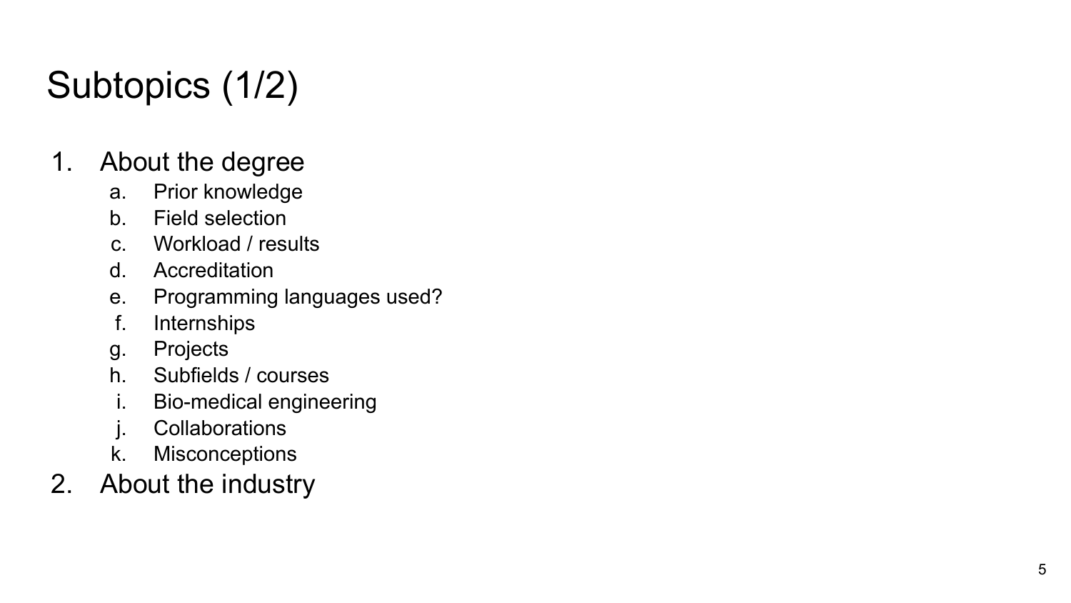# Subtopics (1/2)

1. About the degree
   a. Prior knowledge
   b. Field selection
   c. Workload / results
   d. Accreditation
   e. Programming languages used?
   f. Internships
   g. Projects
   h. Subfields / courses
   i. Bio-medical engineering
   j. Collaborations
   k. Misconceptions
2. About the industry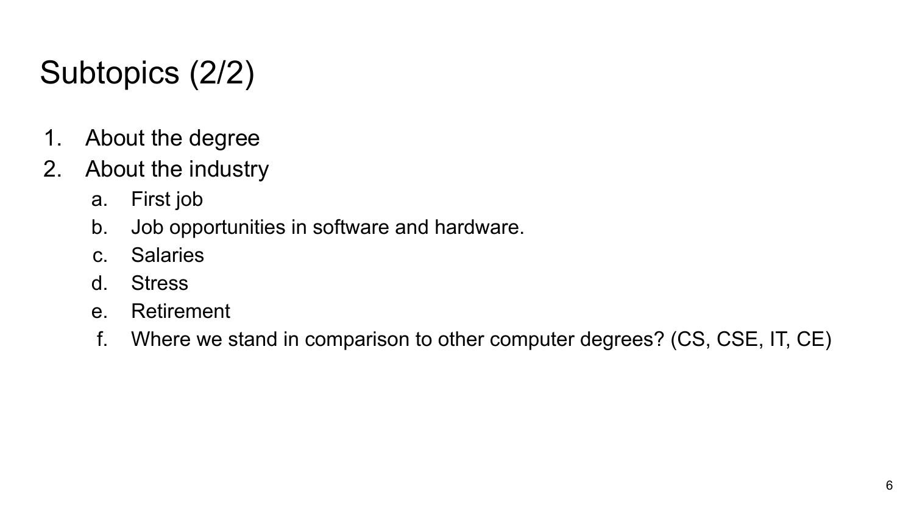# Subtopics (2/2)

1. About the degree
2. About the industry
   a. First job
   b. Job opportunities in software and hardware.
   c. Salaries
   d. Stress
   e. Retirement
   f. Where we stand in comparison to other computer degrees? (CS, CSE, IT, CE)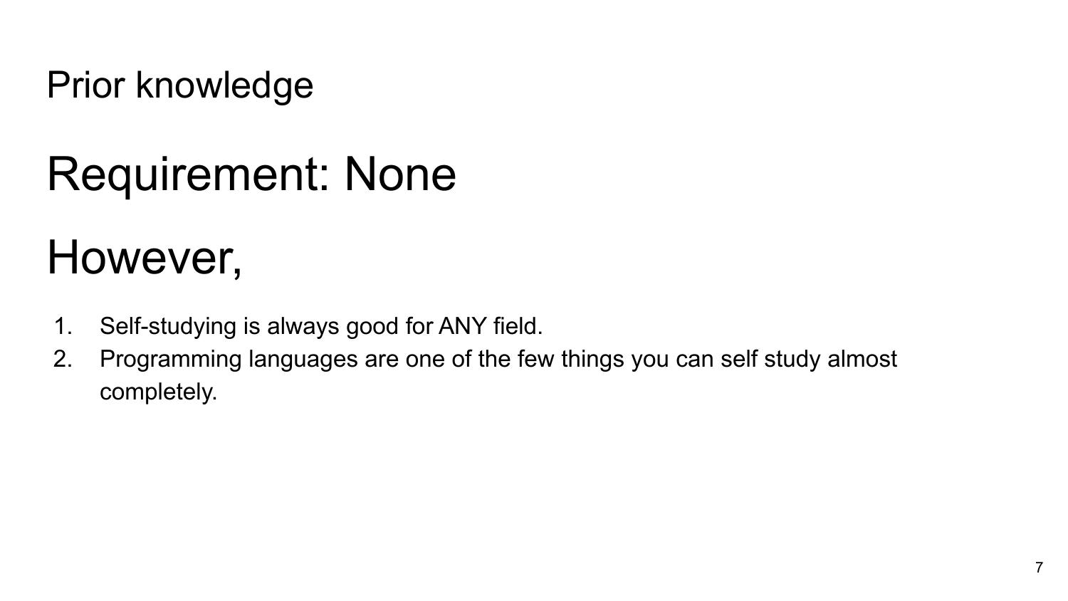# Prior knowledge

## Requirement: None

## However,

1. Self-studying is always good for ANY field.
2. Programming languages are one of the few things you can self study almost completely.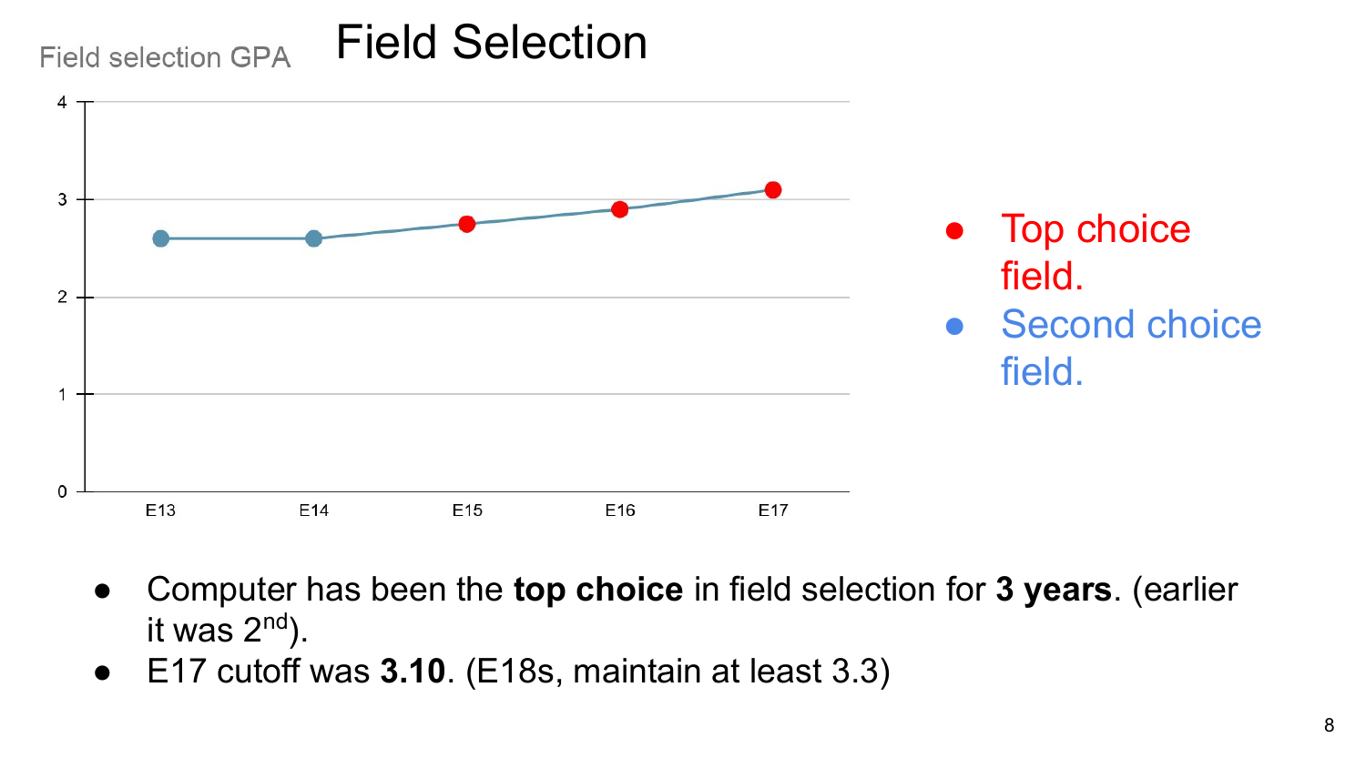# Field Selection

Field selection GPA

- Top choice field.
- Second choice field.

- Computer has been the **top choice** in field selection for **3 years**. (earlier it was $2^{nd}$).
- E17 cutoff was **3.10**. (E18s, maintain at least 3.3)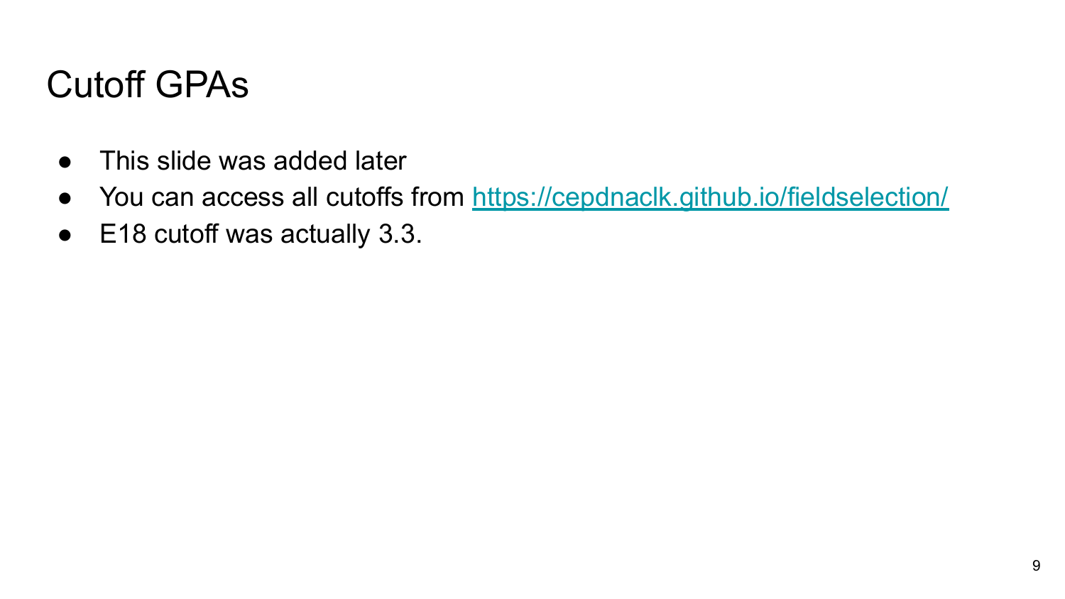# Cutoff GPAs

- This slide was added later
- You can access all cutoffs from [https://cepdnaclk.github.io/fieldselection/](https://cepdnaclk.github.io/fieldselection/)
- E18 cutoff was actually 3.3.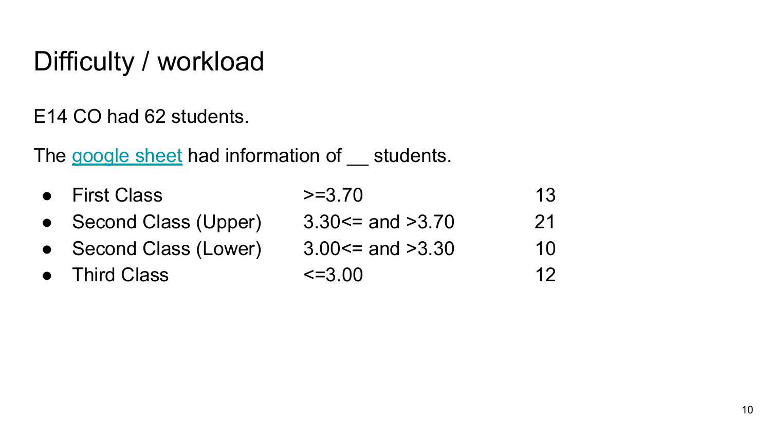# Difficulty / workload

E14 CO had 62 students.

The [google sheet]() had information of __ students.

| | | |
|---|---|---|
| First Class | >=3.70 | 13 |
| Second Class (Upper) | 3.30<= and >3.70 | 21 |
| Second Class (Lower) | 3.00<= and >3.30 | 10 |
| Third Class | <=3.00 | 12 |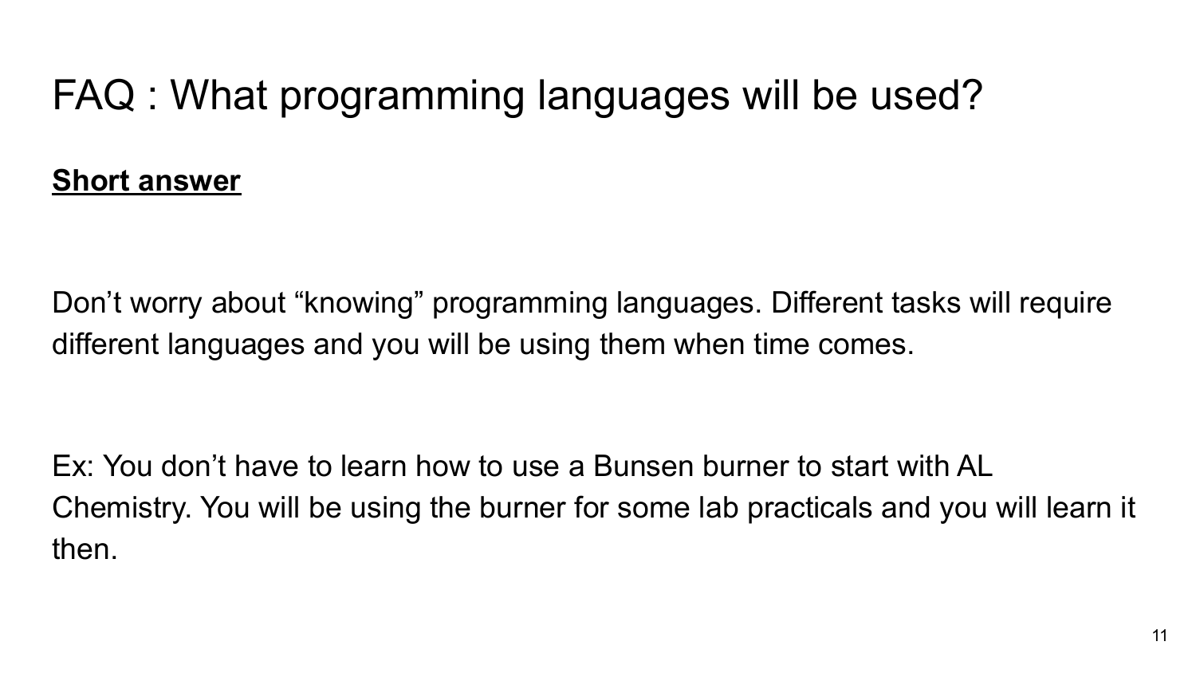# FAQ : What programming languages will be used?

**Short answer**

Don’t worry about “knowing” programming languages. Different tasks will require different languages and you will be using them when time comes.

Ex: You don’t have to learn how to use a Bunsen burner to start with AL Chemistry. You will be using the burner for some lab practicals and you will learn it then.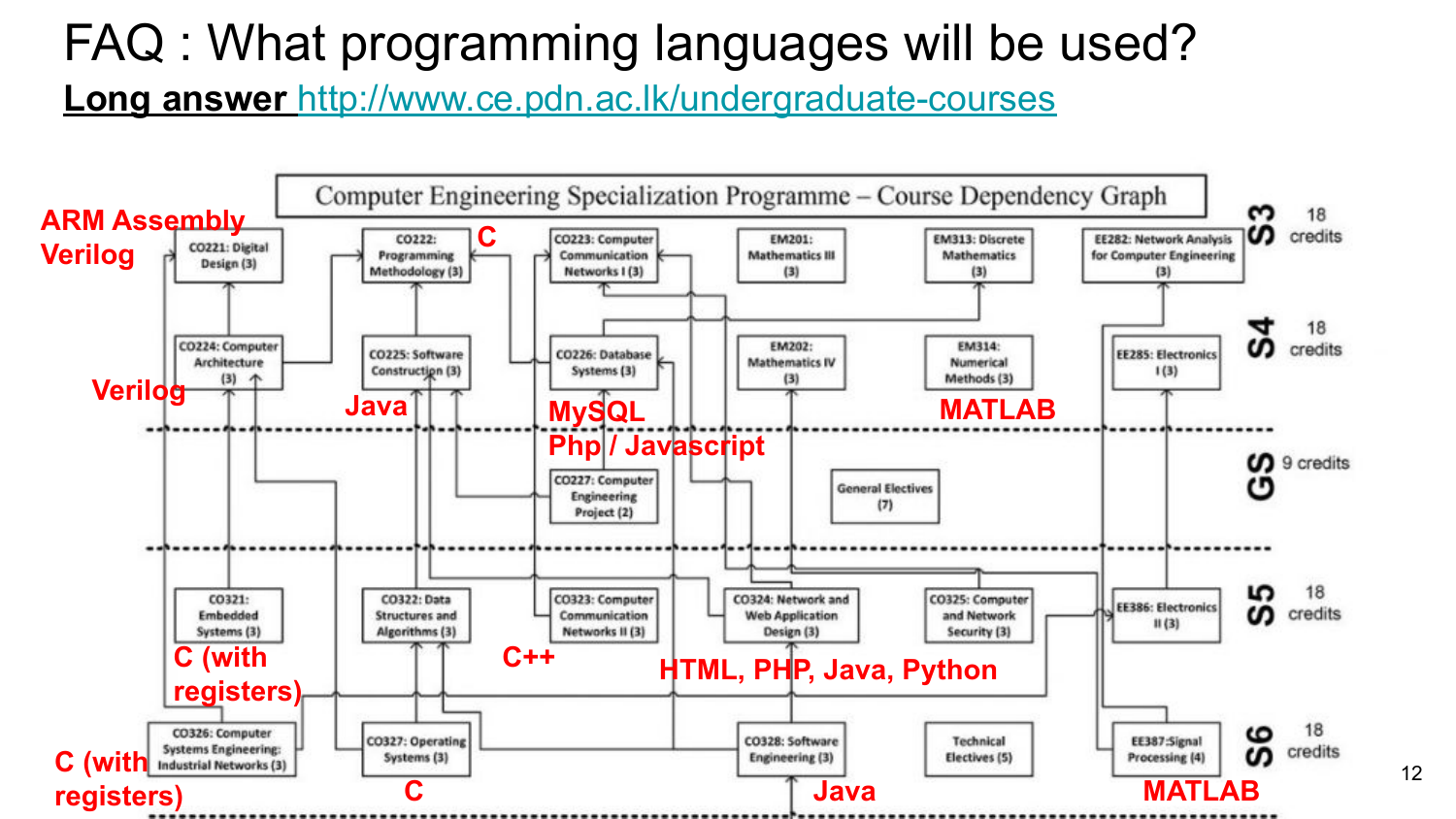# FAQ : What programming languages will be used?

**Long answer** http://www.ce.pdn.ac.lk/undergraduate-courses

## Computer Engineering Specialization Programme – Course Dependency Graph

**S3 (18 credits)**

- CO221: Digital Design (3) — ARM Assembly, Verilog
- CO222: Programming Methodology (3) — C
- CO223: Computer Communication Networks I (3)
- EM201: Mathematics III (3)
- EM313: Discrete Mathematics (3)
- EE282: Network Analysis for Computer Engineering (3)

**S4 (18 credits)**

- CO224: Computer Architecture (3) — Verilog
- CO225: Software Construction (3) — Java
- CO226: Database Systems (3) — MySQL, Php / Javascript
- EM202: Mathematics IV (3)
- EM314: Numerical Methods (3) — MATLAB
- EE285: Electronics I (3)

**GS (9 credits)**

- CO227: Computer Engineering Project (2)
- General Electives (7)

**S5 (18 credits)**

- CO321: Embedded Systems (3) — C (with registers)
- CO322: Data Structures and Algorithms (3) — C++
- CO323: Computer Communication Networks II (3)
- CO324: Network and Web Application Design (3) — HTML, PHP, Java, Python
- CO325: Computer and Network Security (3)
- EE386: Electronics II (3)

**S6 (18 credits)**

- CO326: Computer Systems Engineering: Industrial Networks (3) — C (with registers)
- CO327: Operating Systems (3) — C
- CO328: Software Engineering (3) — Java
- Technical Electives (5)
- EE387: Signal Processing (4) — MATLAB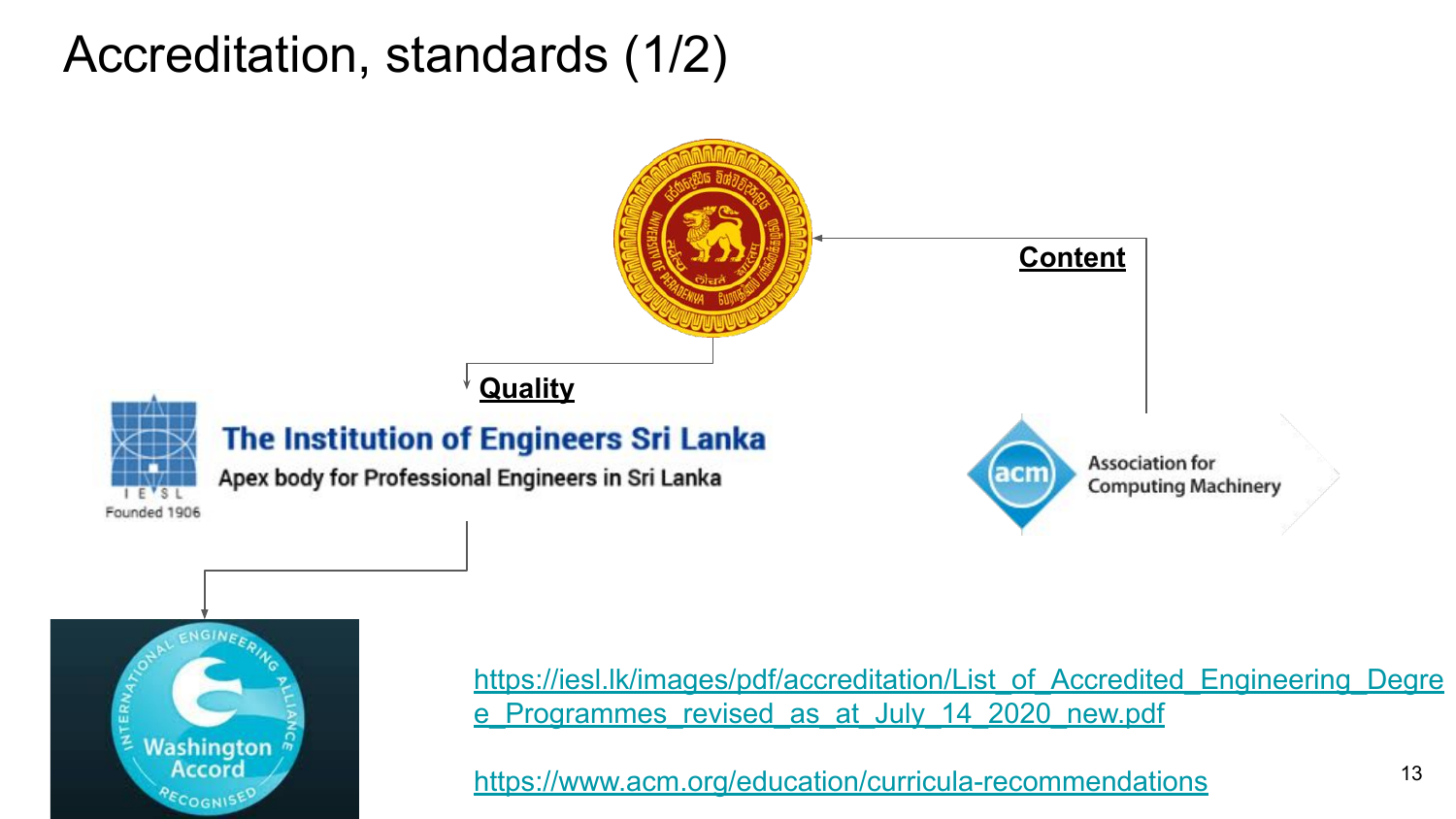# Accreditation, standards (1/2)

**Content**

**Quality**

The Institution of Engineers Sri Lanka

Apex body for Professional Engineers in Sri Lanka

I E S L

Founded 1906

Association for Computing Machinery

https://iesl.lk/images/pdf/accreditation/List_of_Accredited_Engineering_Degree_Programmes_revised_as_at_July_14_2020_new.pdf

https://www.acm.org/education/curricula-recommendations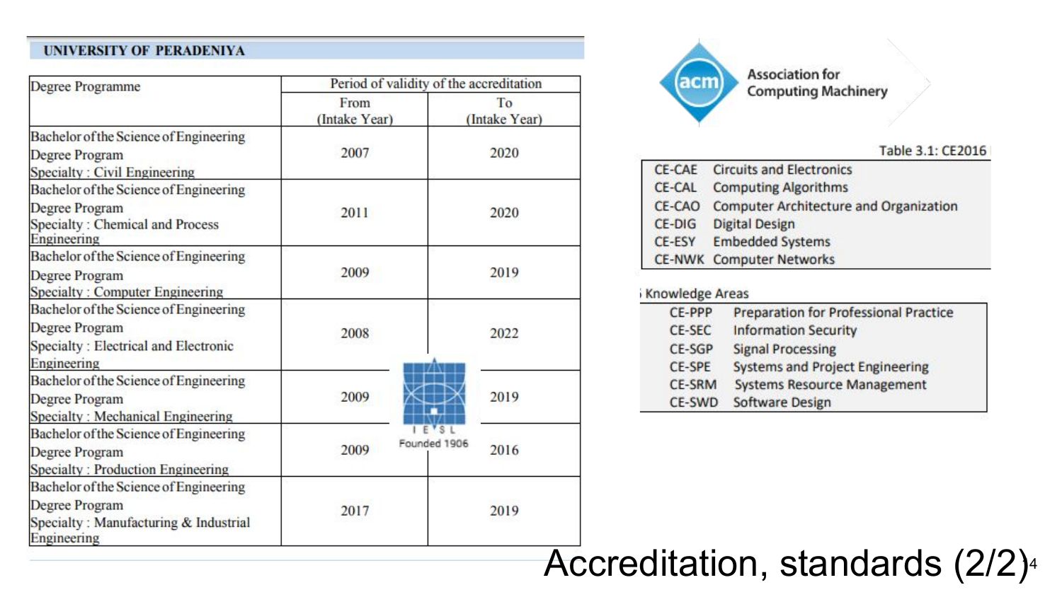# Accreditation, standards (2/2)

**UNIVERSITY OF PERADENIYA**

| Degree Programme | Period of validity of the accreditation | |
|---|---|---|
| | From (Intake Year) | To (Intake Year) |
| Bachelor of the Science of Engineering Degree Program Specialty : Civil Engineering | 2007 | 2020 |
| Bachelor of the Science of Engineering Degree Program Specialty : Chemical and Process Engineering | 2011 | 2020 |
| Bachelor of the Science of Engineering Degree Program Specialty : Computer Engineering | 2009 | 2019 |
| Bachelor of the Science of Engineering Degree Program Specialty : Electrical and Electronic Engineering | 2008 | 2022 |
| Bachelor of the Science of Engineering Degree Program Specialty : Mechanical Engineering | 2009 | 2019 |
| Bachelor of the Science of Engineering Degree Program Specialty : Production Engineering | 2009 | 2016 |
| Bachelor of the Science of Engineering Degree Program Specialty : Manufacturing & Industrial Engineering | 2017 | 2019 |

IESL Founded 1906

Association for Computing Machinery

Table 3.1: CE2016 Knowledge Areas

| Code | Knowledge Area |
|---|---|
| CE-CAE | Circuits and Electronics |
| CE-CAL | Computing Algorithms |
| CE-CAO | Computer Architecture and Organization |
| CE-DIG | Digital Design |
| CE-ESY | Embedded Systems |
| CE-NWK | Computer Networks |
| CE-PPP | Preparation for Professional Practice |
| CE-SEC | Information Security |
| CE-SGP | Signal Processing |
| CE-SPE | Systems and Project Engineering |
| CE-SRM | Systems Resource Management |
| CE-SWD | Software Design |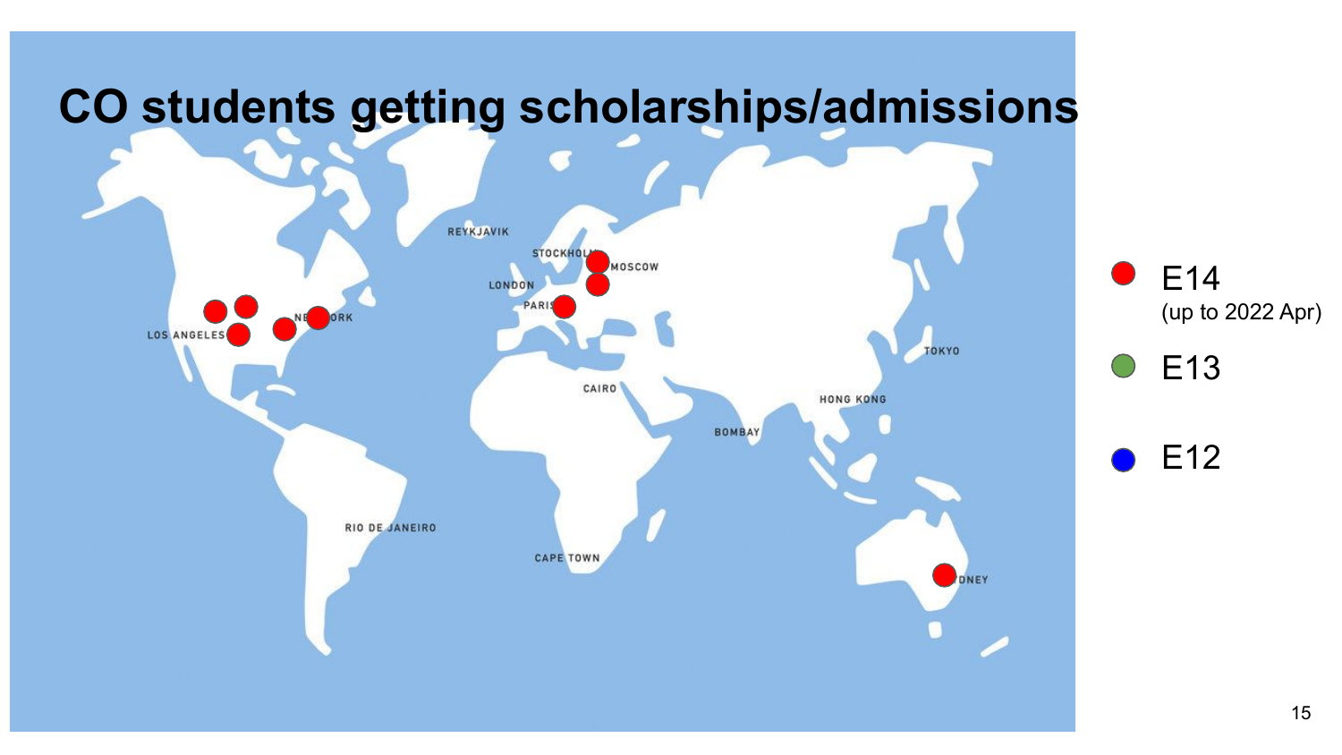# CO students getting scholarships/admissions

- E14 (up to 2022 Apr)
- E13
- E12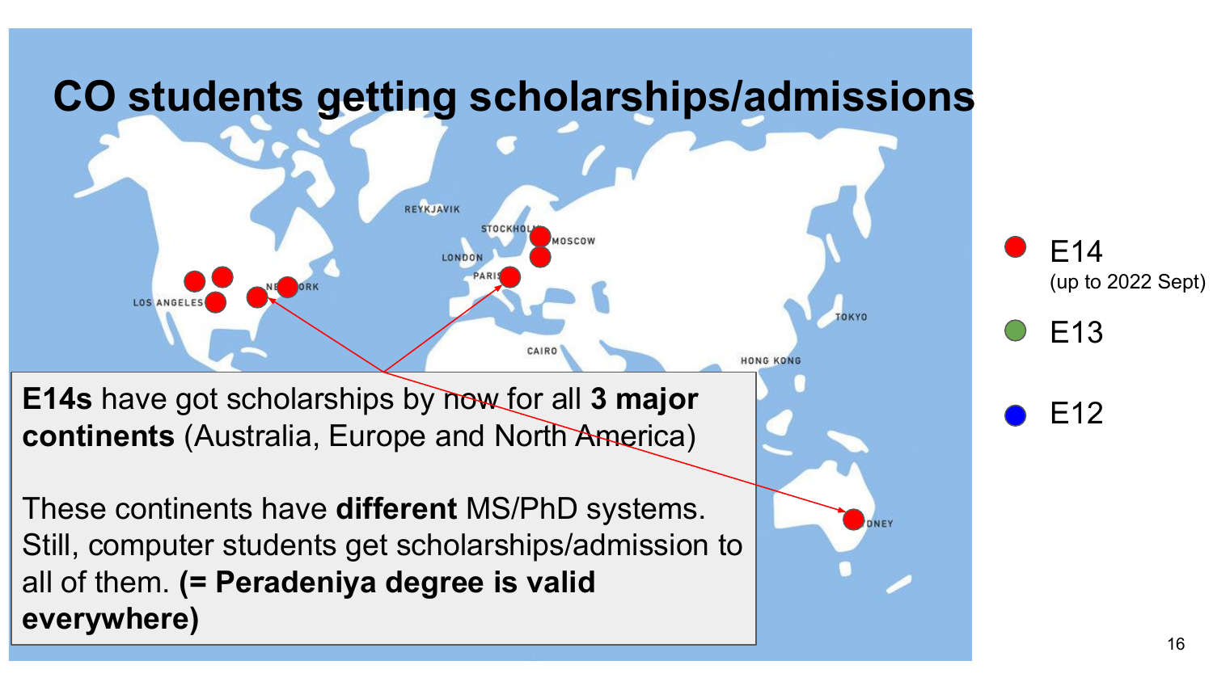# CO students getting scholarships/admissions

**E14s** have got scholarships by now for all **3 major continents** (Australia, Europe and North America)

These continents have **different** MS/PhD systems. Still, computer students get scholarships/admission to all of them. **(= Peradeniya degree is valid everywhere)**

- E14 (up to 2022 Sept)
- E13
- E12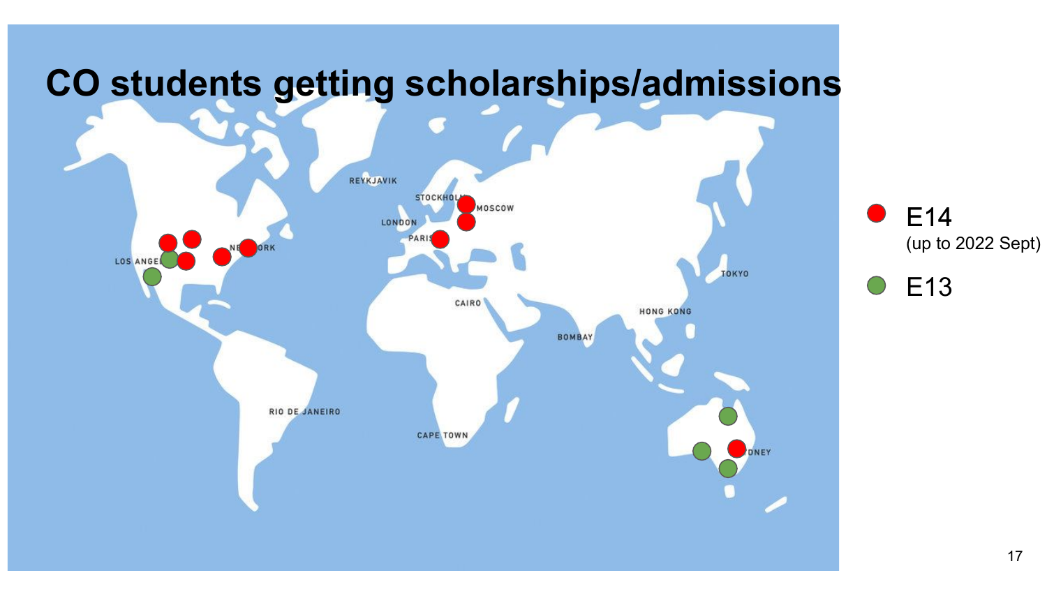# CO students getting scholarships/admissions

- E14 (up to 2022 Sept)
- E13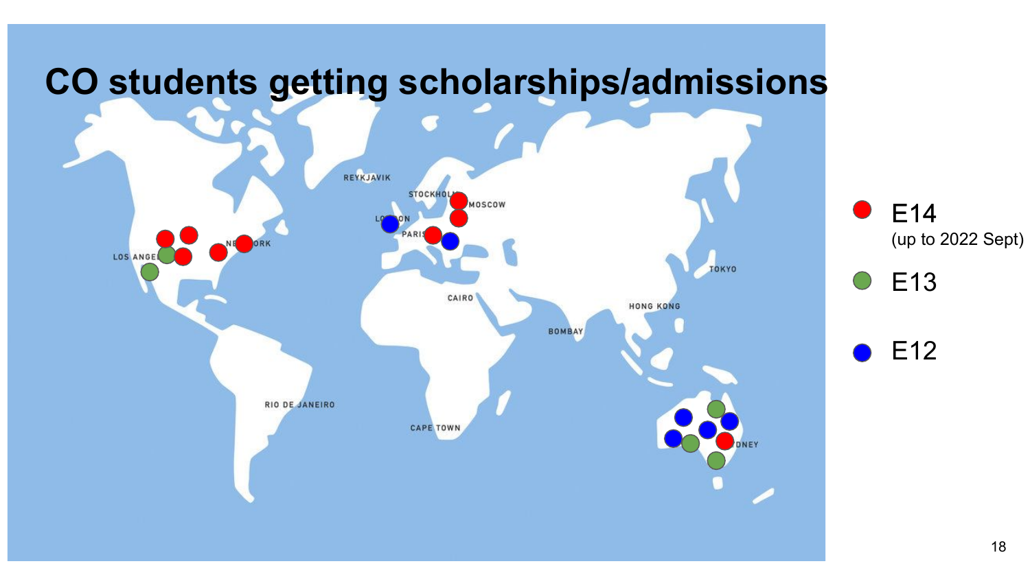# CO students getting scholarships/admissions

- E14 (up to 2022 Sept)
- E13
- E12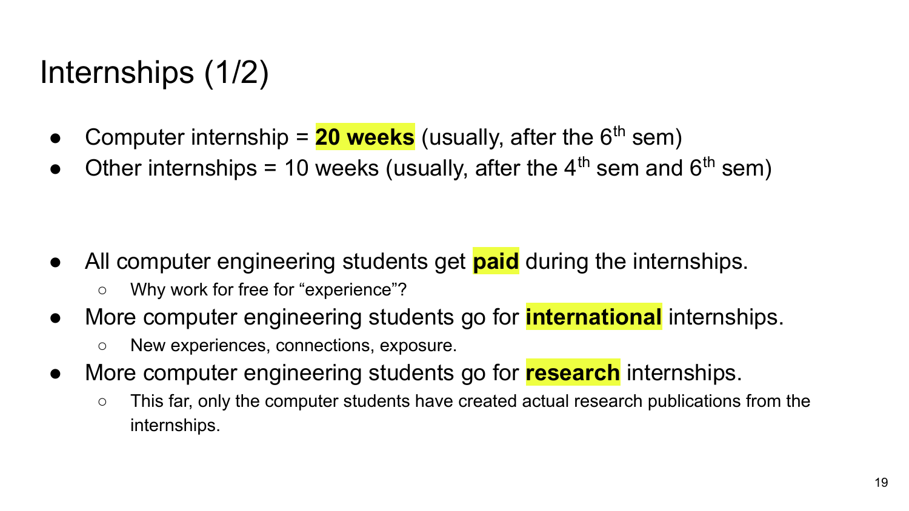# Internships (1/2)

- Computer internship = **20 weeks** (usually, after the 6th sem)
- Other internships = 10 weeks (usually, after the 4th sem and 6th sem)

- All computer engineering students get **paid** during the internships.
  - Why work for free for "experience"?
- More computer engineering students go for **international** internships.
  - New experiences, connections, exposure.
- More computer engineering students go for **research** internships.
  - This far, only the computer students have created actual research publications from the internships.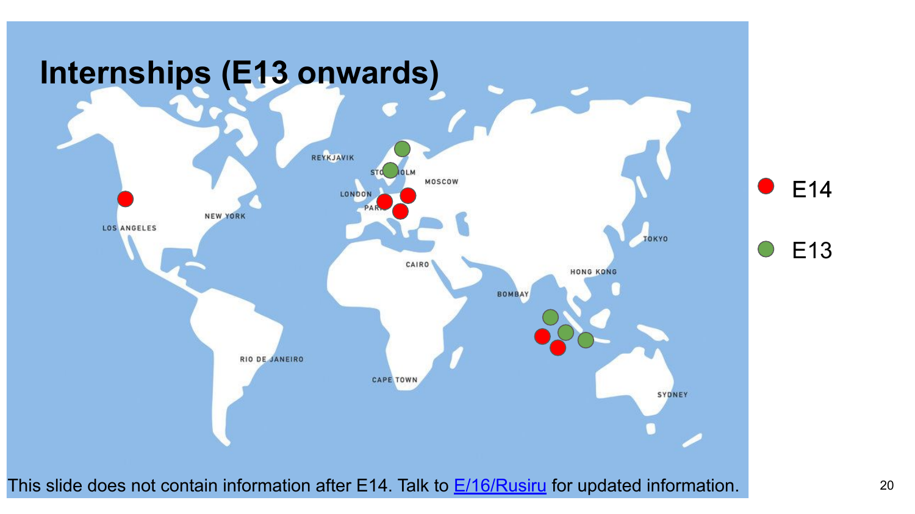# Internships (E13 onwards)

- E14
- E13

This slide does not contain information after E14. Talk to [E/16/Rusiru] for updated information.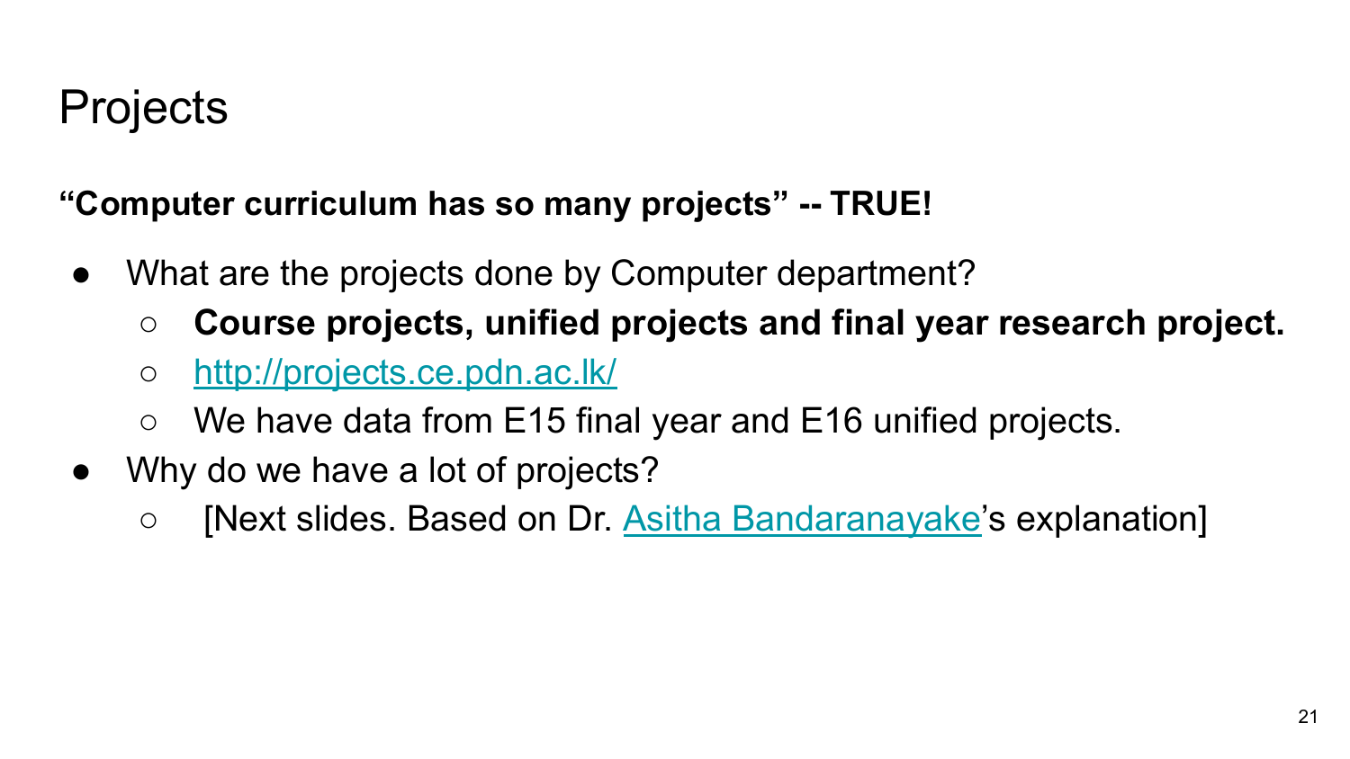# Projects

**"Computer curriculum has so many projects" -- TRUE!**

- What are the projects done by Computer department?
  - **Course projects, unified projects and final year research project.**
  - [http://projects.ce.pdn.ac.lk/](http://projects.ce.pdn.ac.lk/)
  - We have data from E15 final year and E16 unified projects.
- Why do we have a lot of projects?
  - [Next slides. Based on Dr. Asitha Bandaranayake's explanation]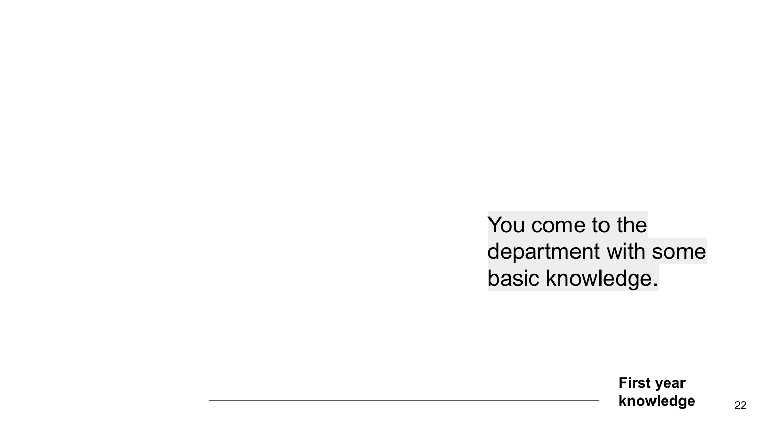You come to the department with some basic knowledge.

**First year knowledge**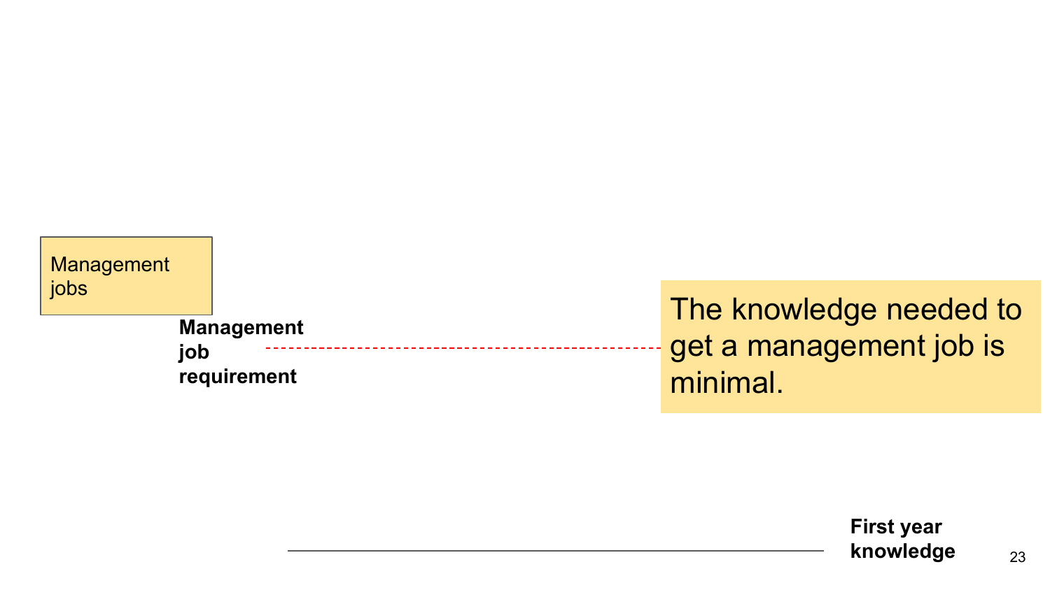Management jobs

**Management job requirement**

The knowledge needed to get a management job is minimal.

**First year knowledge**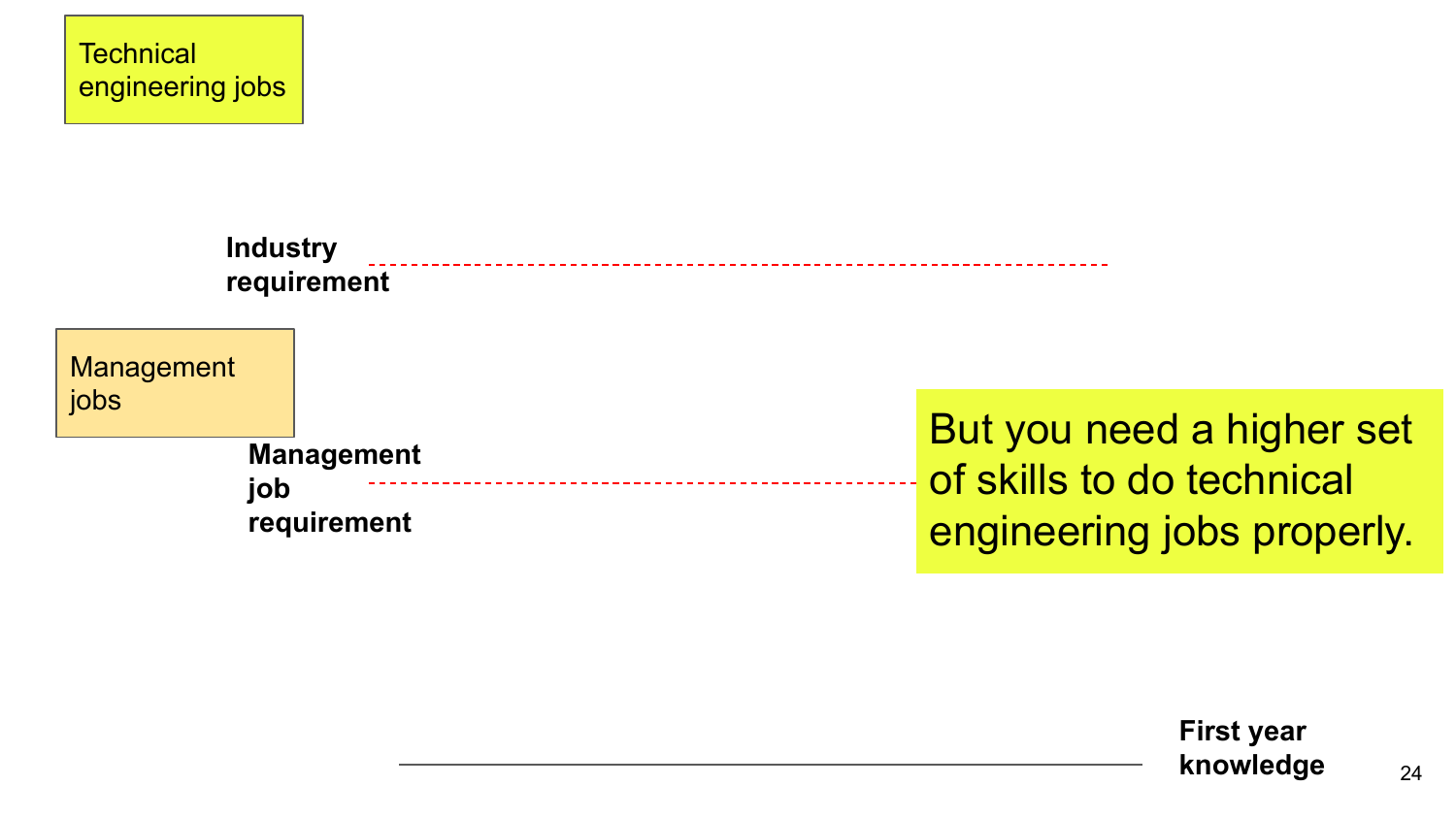Technical engineering jobs

**Industry requirement**

Management jobs

**Management job requirement**

But you need a higher set of skills to do technical engineering jobs properly.

**First year knowledge**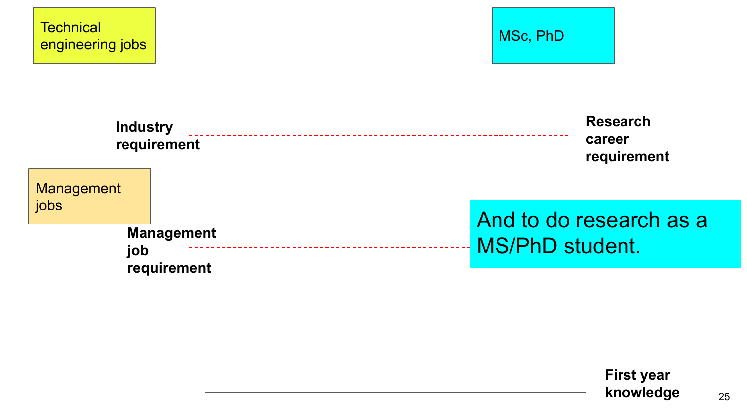Technical engineering jobs

MSc, PhD

**Industry requirement**

**Research career requirement**

Management jobs

**Management job requirement**

And to do research as a MS/PhD student.

**First year knowledge**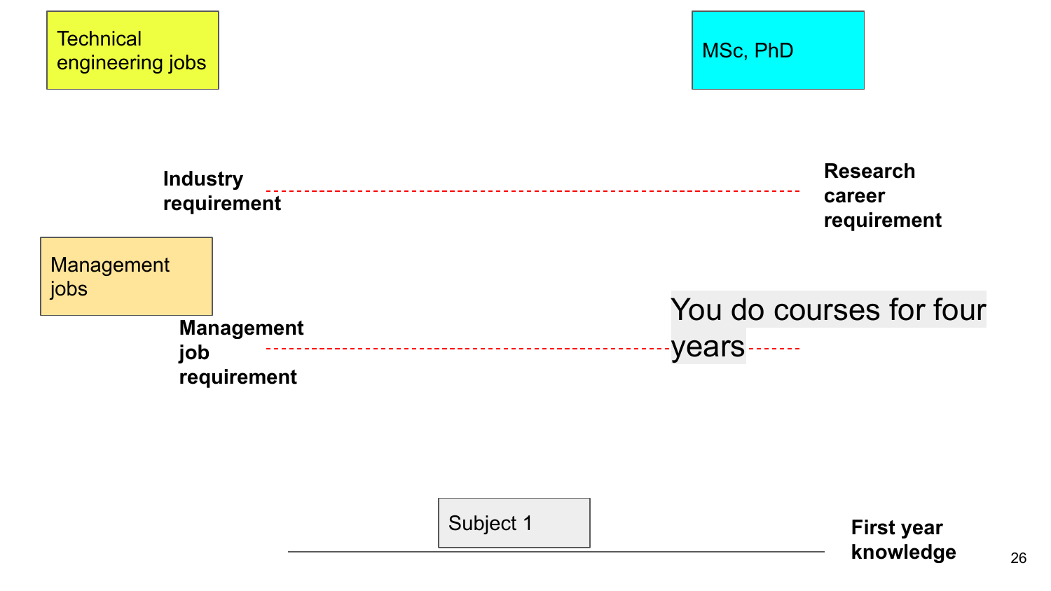Technical engineering jobs

MSc, PhD

**Industry requirement**

**Research career requirement**

Management jobs

**Management job requirement**

You do courses for four years

Subject 1

**First year knowledge**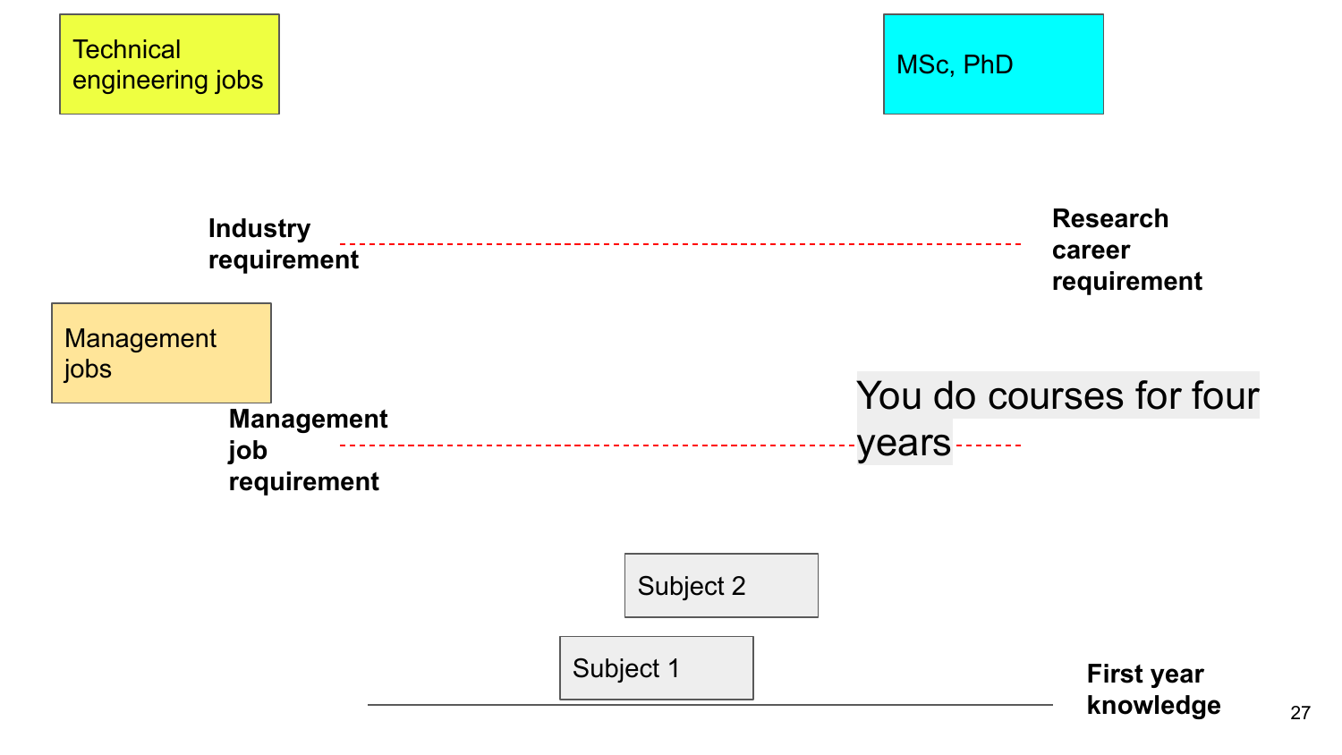Technical engineering jobs

MSc, PhD

**Industry requirement**

**Research career requirement**

Management jobs

**Management job requirement**

You do courses for four years

Subject 2

Subject 1

**First year knowledge**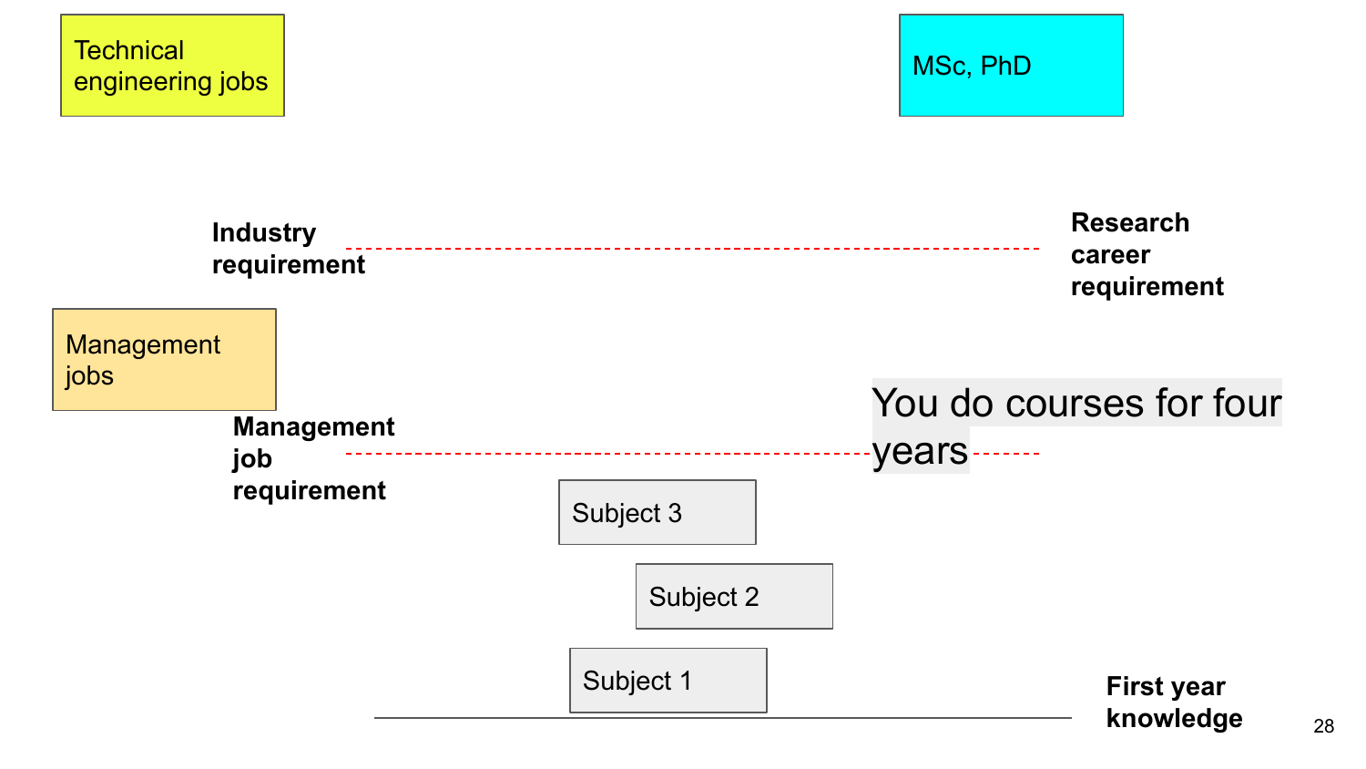Technical engineering jobs

MSc, PhD

**Industry requirement**

**Research career requirement**

Management jobs

**Management job requirement**

You do courses for four years

Subject 3

Subject 2

Subject 1

**First year knowledge**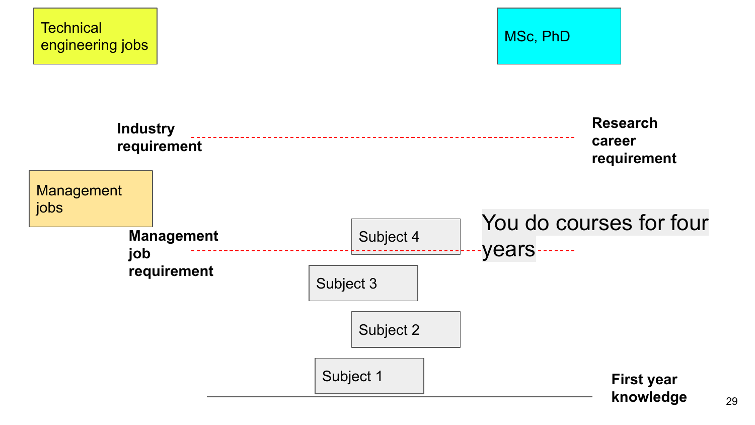Technical engineering jobs

MSc, PhD

**Industry requirement**

**Research career requirement**

Management jobs

**Management job requirement**

Subject 4

You do courses for four years

Subject 3

Subject 2

Subject 1

**First year knowledge**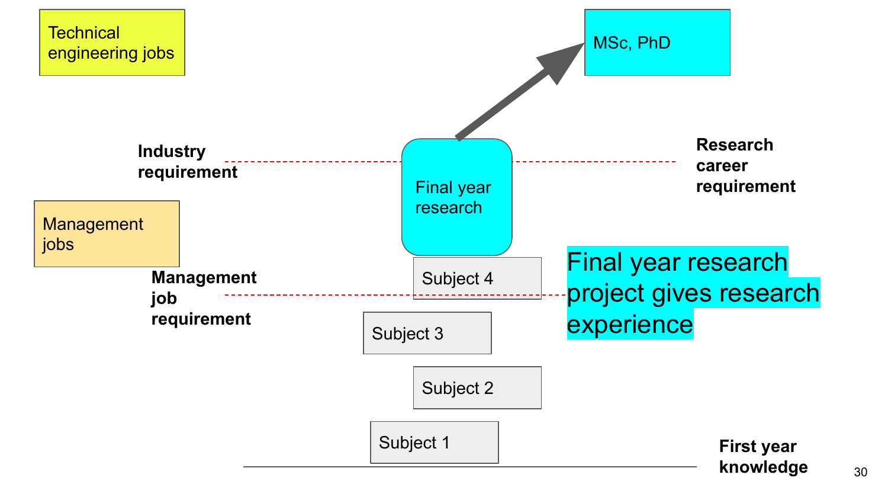Technical engineering jobs

MSc, PhD

**Industry requirement**

Final year research

**Research career requirement**

Management jobs

Subject 4

**Management job requirement**

Final year research project gives research experience

Subject 3

Subject 2

Subject 1

**First year knowledge**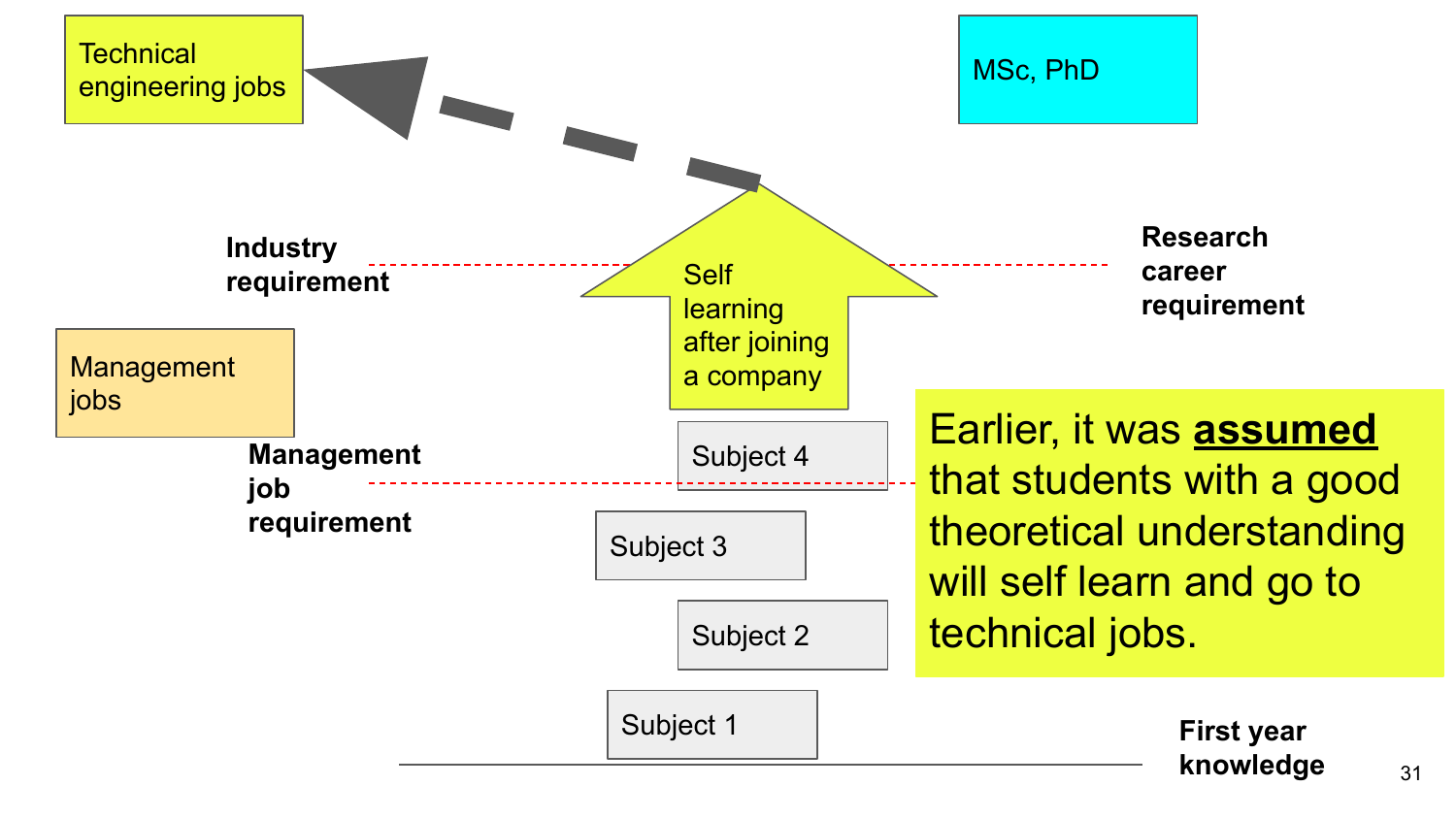Technical engineering jobs

MSc, PhD

**Industry requirement**

Self learning after joining a company

**Research career requirement**

Management jobs

Subject 4

**Management job requirement**

Earlier, it was **assumed** that students with a good theoretical understanding will self learn and go to technical jobs.

Subject 3

Subject 2

Subject 1

**First year knowledge**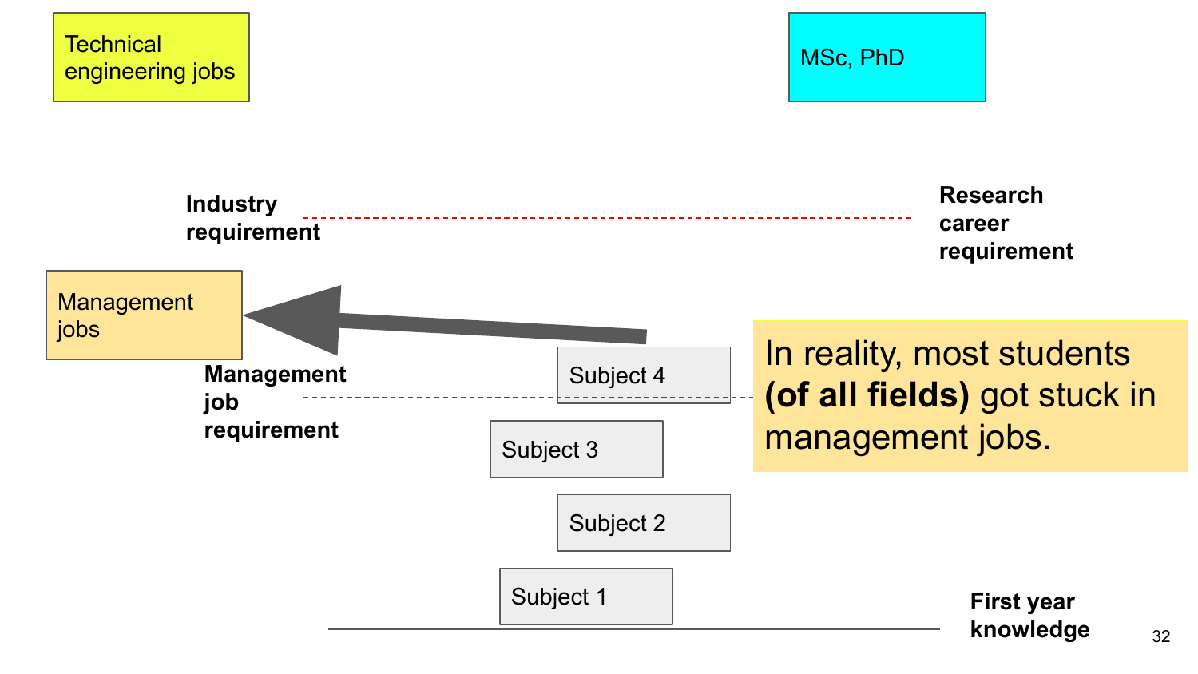Technical engineering jobs

MSc, PhD

**Industry requirement**

**Research career requirement**

Management jobs

**Management job requirement**

Subject 4

Subject 3

Subject 2

Subject 1

**First year knowledge**

In reality, most students **(of all fields)** got stuck in management jobs.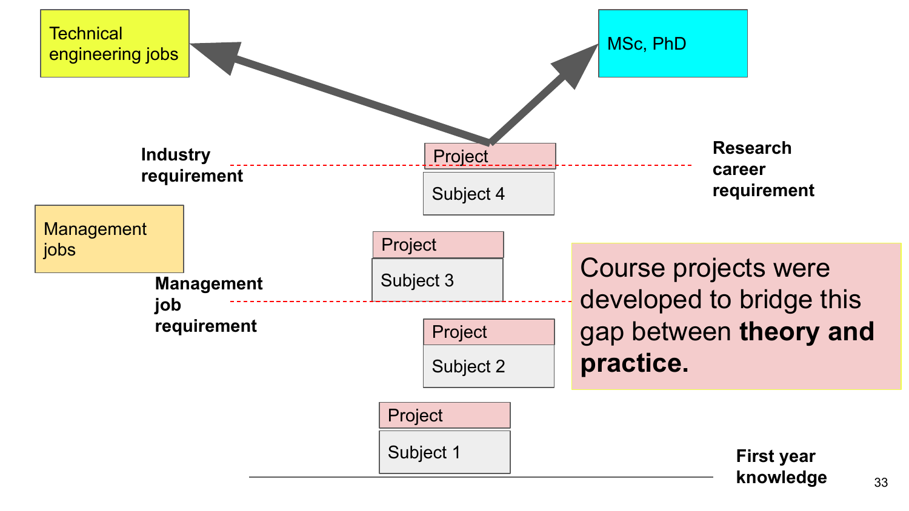Technical engineering jobs

MSc, PhD

**Industry requirement**

**Research career requirement**

Project

Subject 4

Management jobs

Project

Subject 3

**Management job requirement**

Course projects were developed to bridge this gap between **theory and practice.**

Project

Subject 2

Project

Subject 1

**First year knowledge**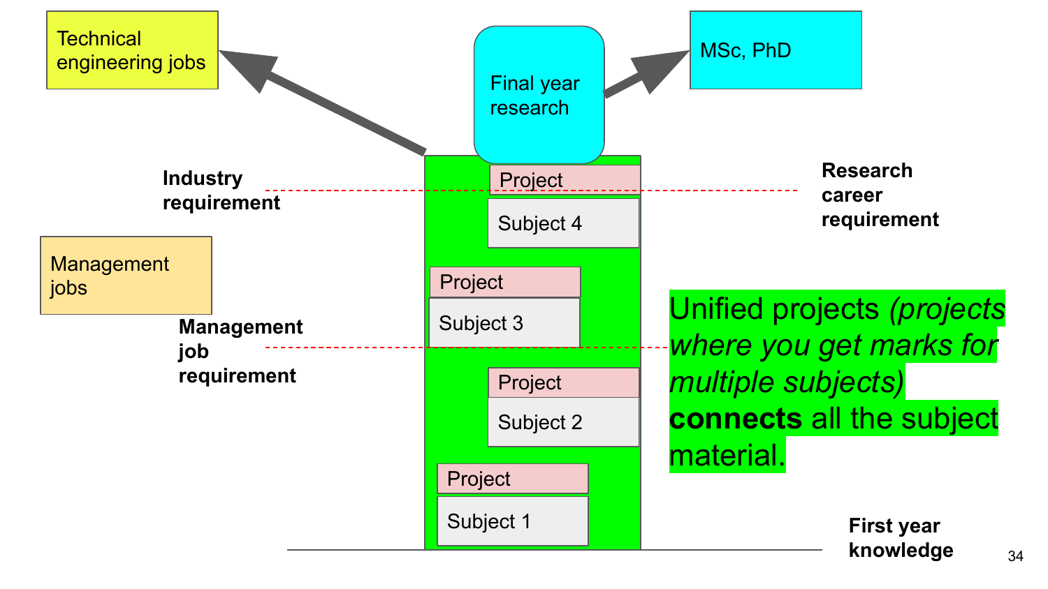Technical engineering jobs

Final year research

MSc, PhD

Industry requirement

Research career requirement

Project

Subject 4

Management jobs

Project

Subject 3

Management job requirement

Project

Subject 2

Project

Subject 1

First year knowledge

Unified projects *(projects where you get marks for multiple subjects)* **connects** all the subject material.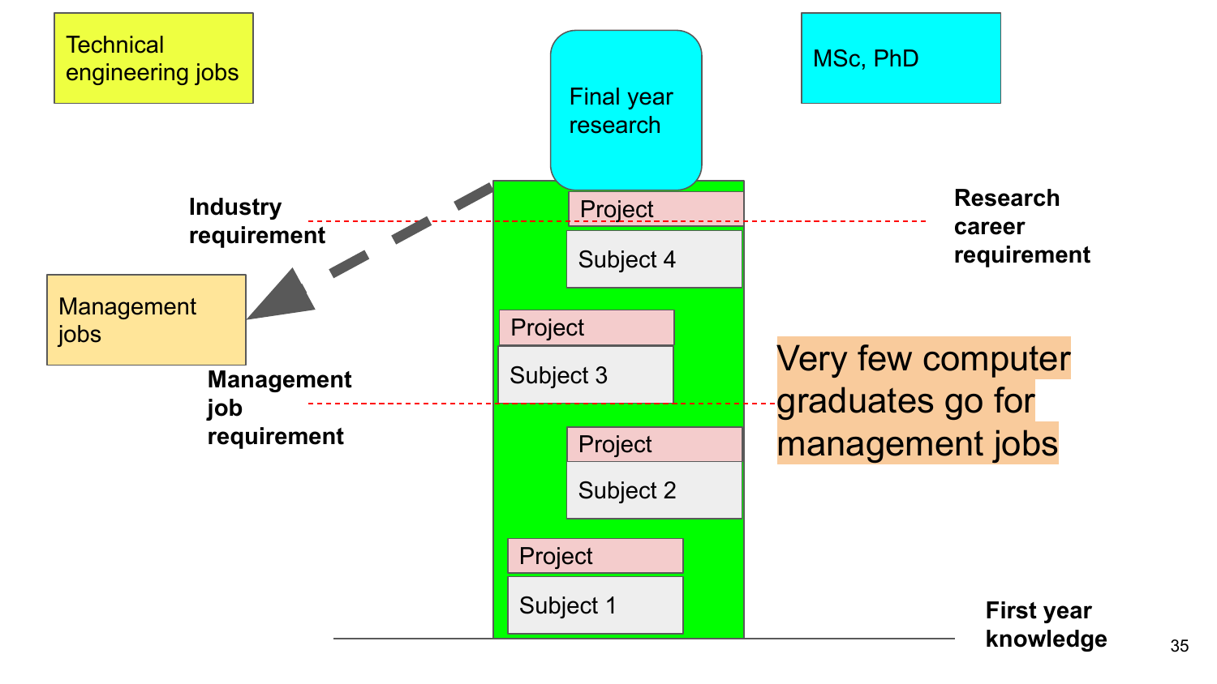Technical engineering jobs

Final year research

MSc, PhD

**Industry requirement**

**Research career requirement**

Project

Subject 4

Management jobs

Project

Subject 3

Very few computer graduates go for management jobs

**Management job requirement**

Project

Subject 2

Project

Subject 1

**First year knowledge**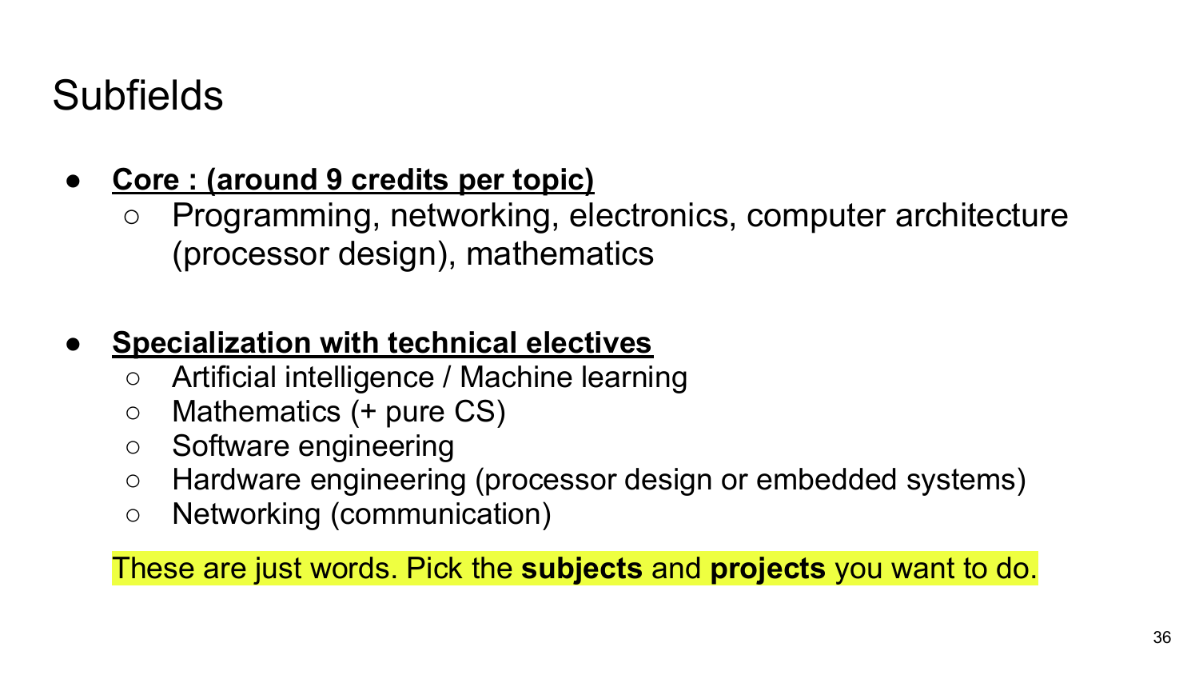# Subfields

- **Core : (around 9 credits per topic)**
  - Programming, networking, electronics, computer architecture (processor design), mathematics

- **Specialization with technical electives**
  - Artificial intelligence / Machine learning
  - Mathematics (+ pure CS)
  - Software engineering
  - Hardware engineering (processor design or embedded systems)
  - Networking (communication)

These are just words. Pick the **subjects** and **projects** you want to do.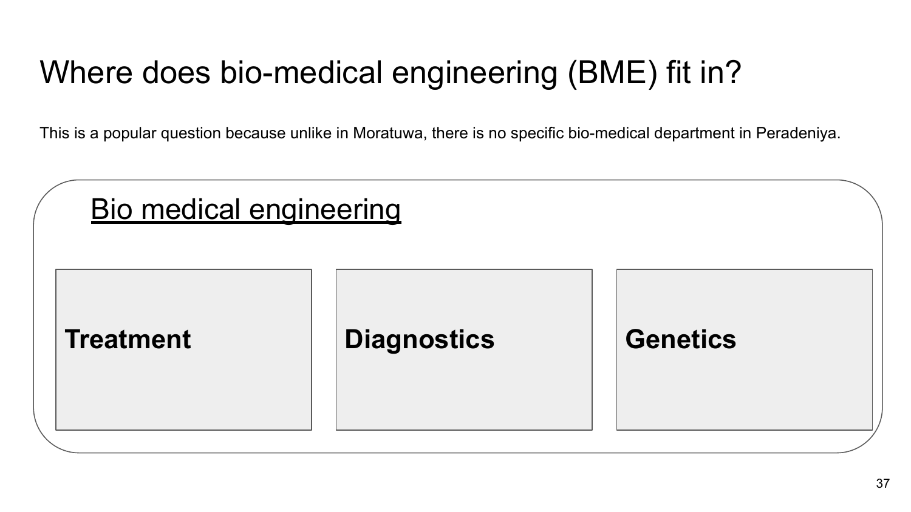# Where does bio-medical engineering (BME) fit in?

This is a popular question because unlike in Moratuwa, there is no specific bio-medical department in Peradeniya.

## Bio medical engineering

**Treatment**

**Diagnostics**

**Genetics**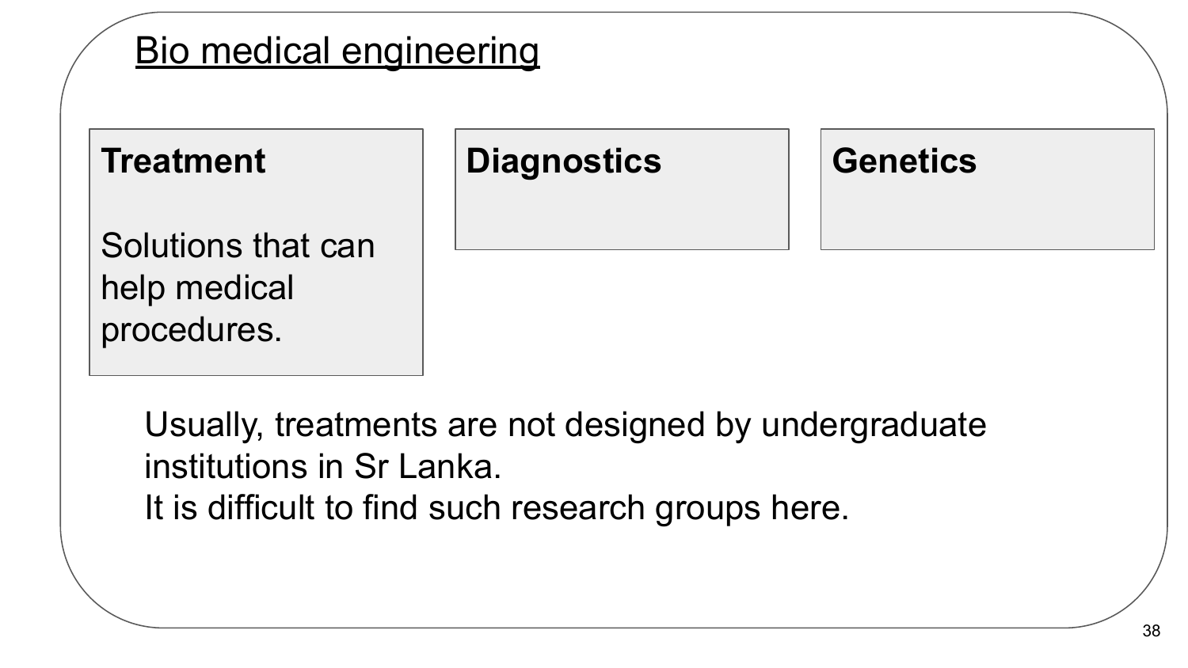## Bio medical engineering

**Treatment**

Solutions that can help medical procedures.

**Diagnostics**

**Genetics**

Usually, treatments are not designed by undergraduate institutions in Sr Lanka.
It is difficult to find such research groups here.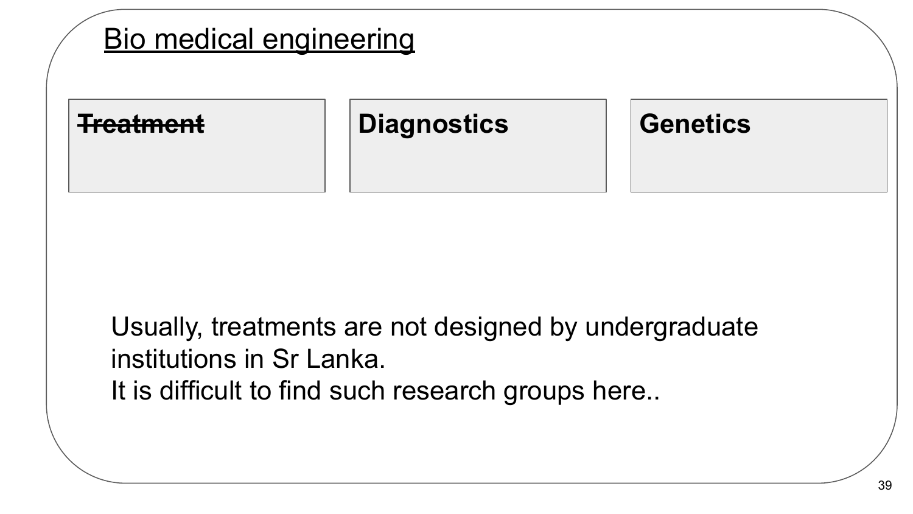# Bio medical engineering

| ~~**Treatment**~~ | **Diagnostics** | **Genetics** |
|---|---|---|

Usually, treatments are not designed by undergraduate institutions in Sr Lanka.
It is difficult to find such research groups here..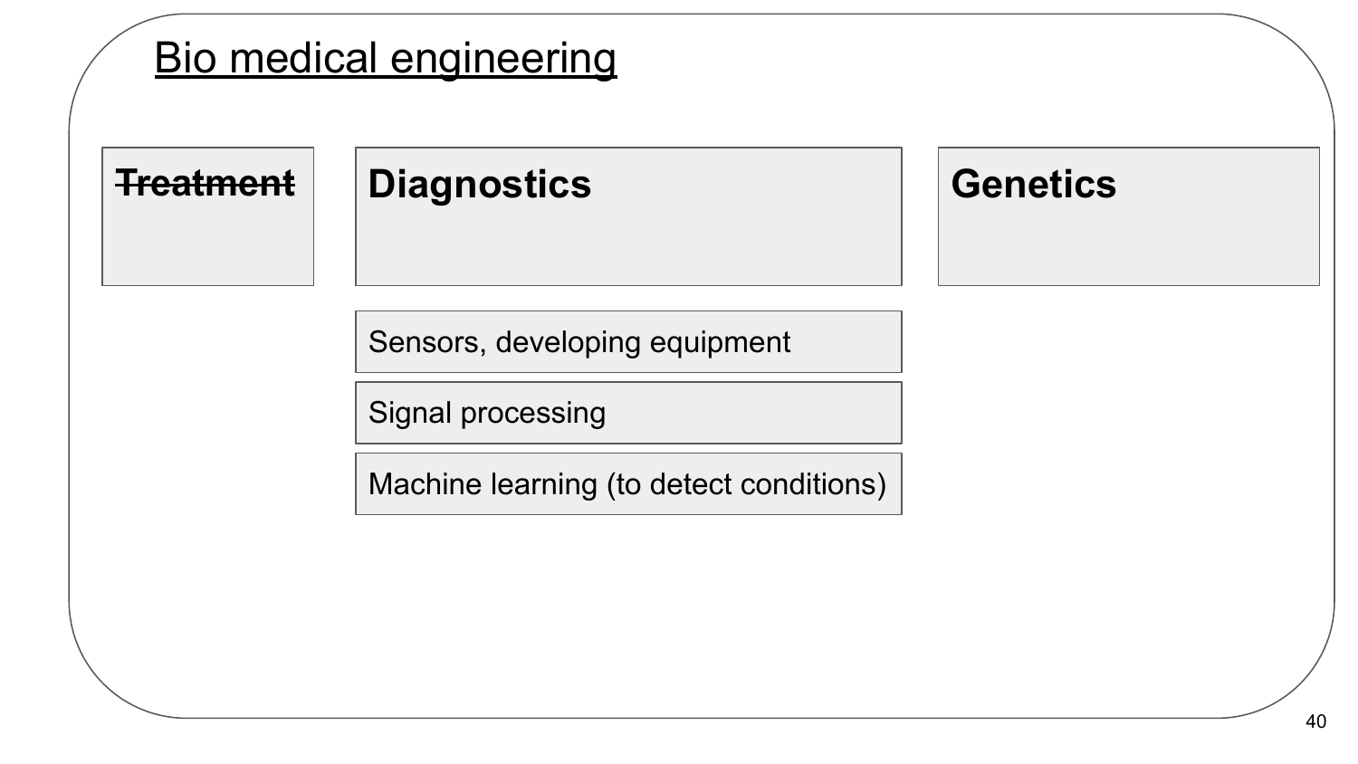# Bio medical engineering

## ~~Treatment~~

## Diagnostics

- Sensors, developing equipment
- Signal processing
- Machine learning (to detect conditions)

## Genetics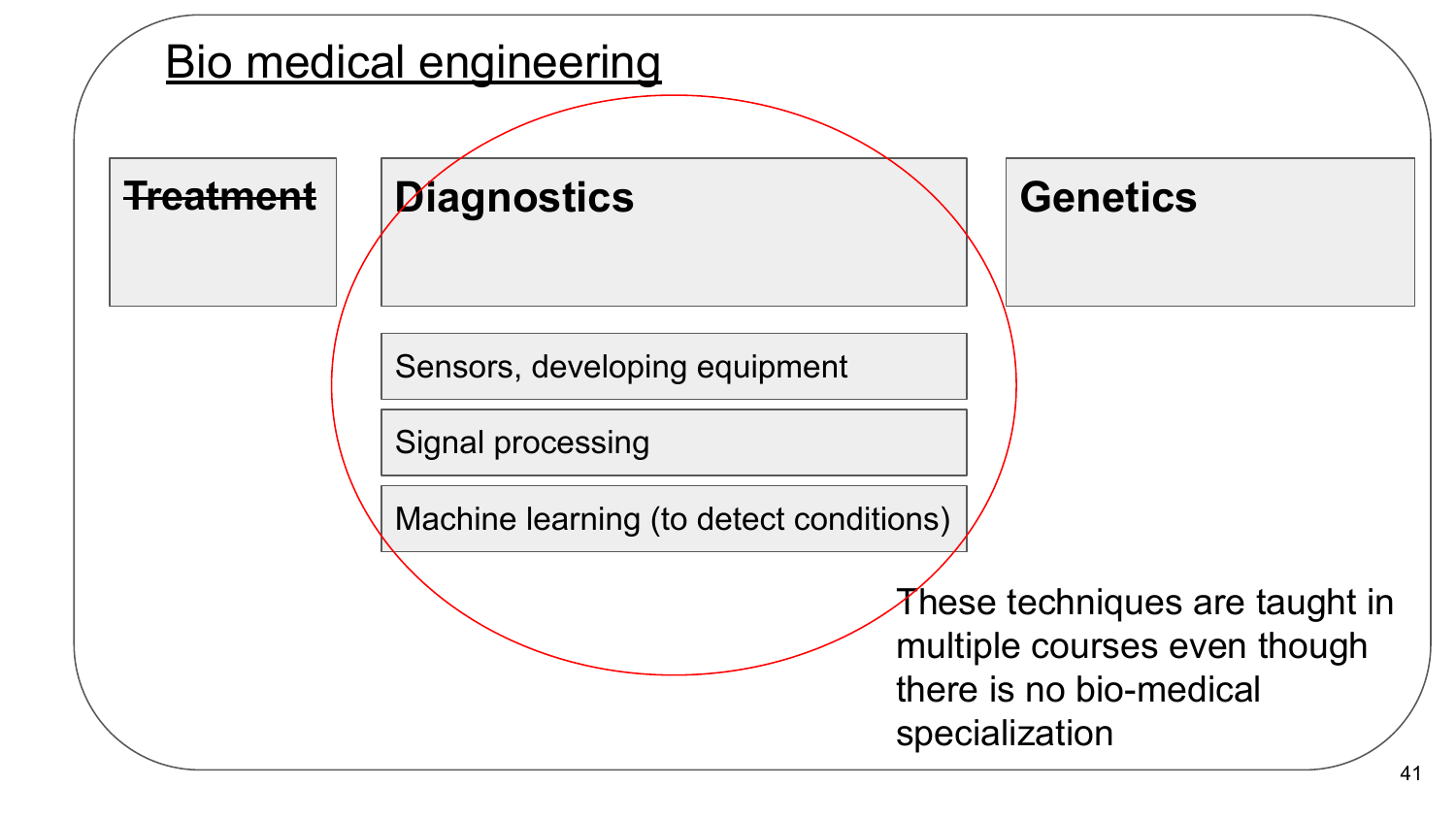# Bio medical engineering

~~**Treatment**~~

**Diagnostics**

- Sensors, developing equipment
- Signal processing
- Machine learning (to detect conditions)

**Genetics**

These techniques are taught in multiple courses even though there is no bio-medical specialization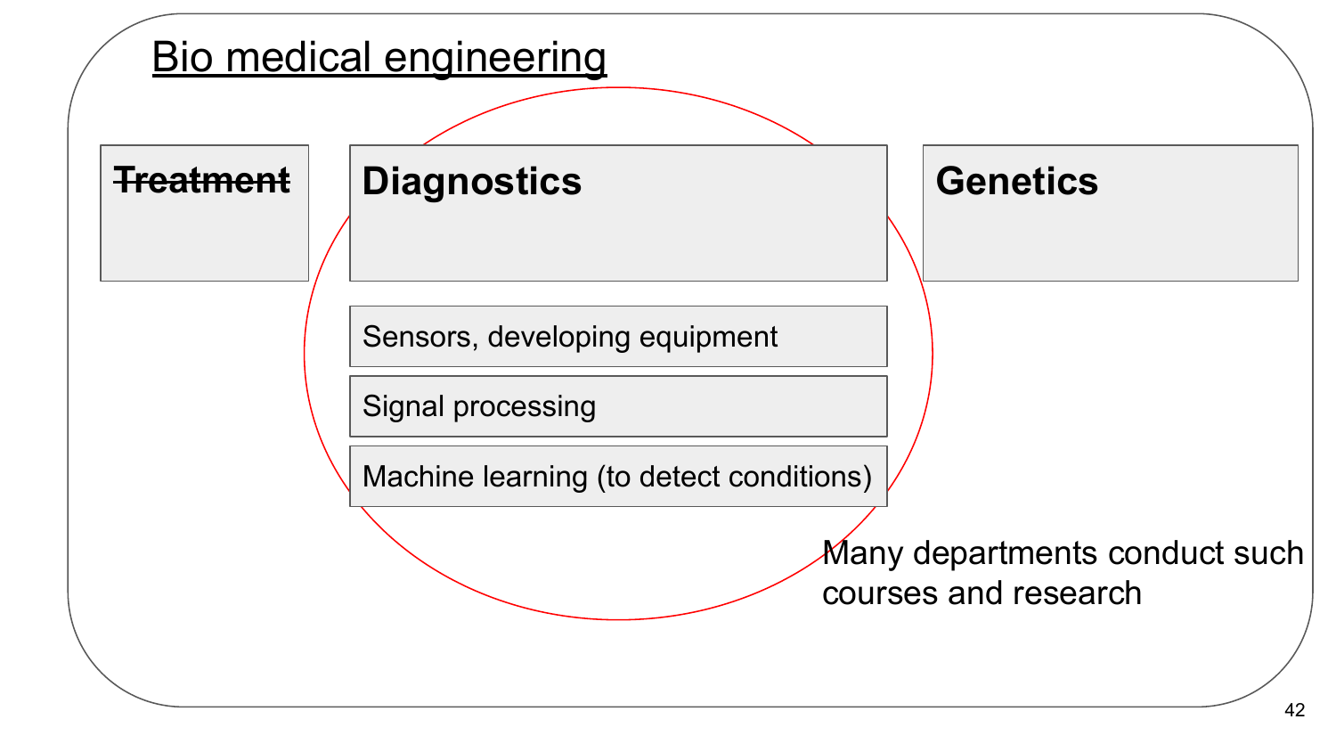# Bio medical engineering

~~Treatment~~

**Diagnostics**

- Sensors, developing equipment
- Signal processing
- Machine learning (to detect conditions)

**Genetics**

Many departments conduct such courses and research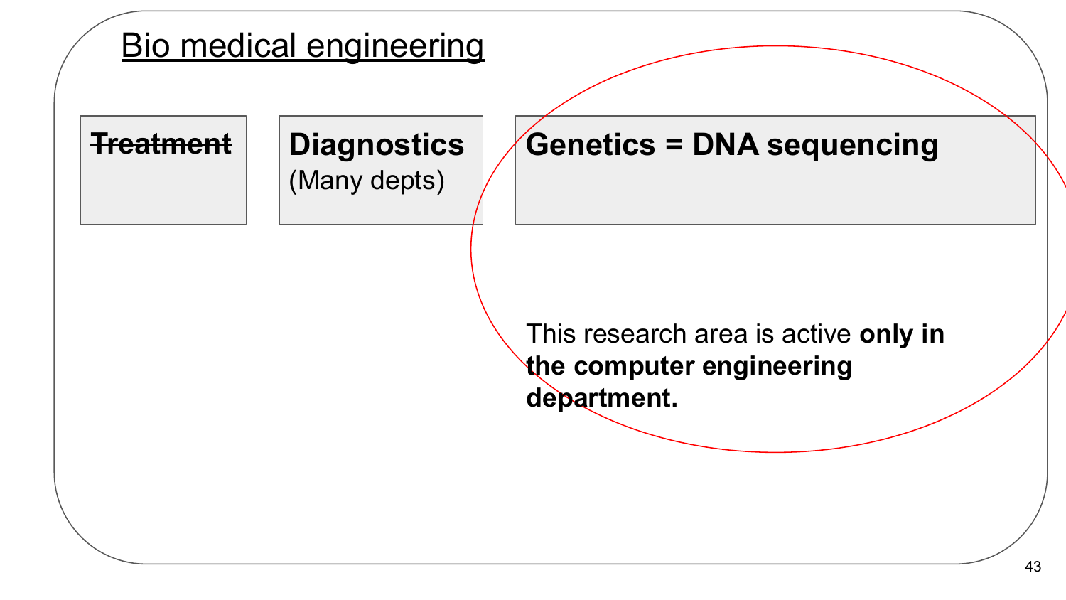# Bio medical engineering

**~~Treatment~~**

**Diagnostics**
(Many depts)

**Genetics = DNA sequencing**

This research area is active **only in the computer engineering department.**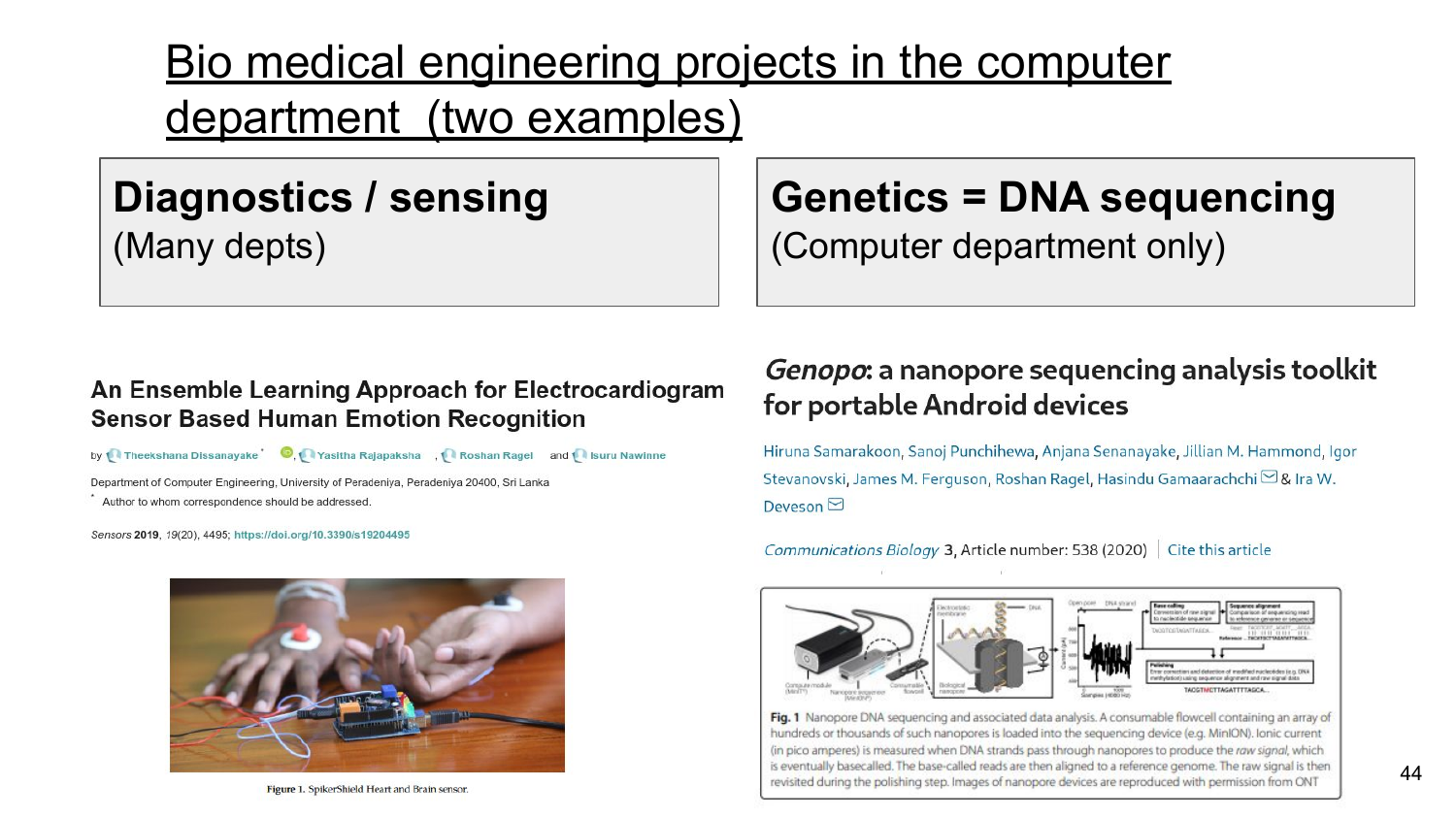# Bio medical engineering projects in the computer department (two examples)

## Diagnostics / sensing
(Many depts)

**An Ensemble Learning Approach for Electrocardiogram Sensor Based Human Emotion Recognition**

by Theekshana Dissanayake*, Yasitha Rajapaksha, Roshan Ragel and Isuru Nawinne

Department of Computer Engineering, University of Peradeniya, Peradeniya 20400, Sri Lanka

\* Author to whom correspondence should be addressed.

*Sensors* **2019**, *19*(20), 4495; https://doi.org/10.3390/s19204495

Figure 1. SpikerShield Heart and Brain sensor.

## Genetics = DNA sequencing
(Computer department only)

***Genopo*: a nanopore sequencing analysis toolkit for portable Android devices**

Hiruna Samarakoon, Sanoj Punchihewa, Anjana Senanayake, Jillian M. Hammond, Igor Stevanovski, James M. Ferguson, Roshan Ragel, Hasindu Gamaarachchi & Ira W. Deveson

*Communications Biology* 3, Article number: 538 (2020) | Cite this article

**Fig. 1** Nanopore DNA sequencing and associated data analysis. A consumable flowcell containing an array of hundreds or thousands of such nanopores is loaded into the sequencing device (e.g. MinION). Ionic current (in pico amperes) is measured when DNA strands pass through nanopores to produce the *raw signal*, which is eventually basecalled. The base-called reads are then aligned to a reference genome. The raw signal is then revisited during the polishing step. Images of nanopore devices are reproduced with permission from ONT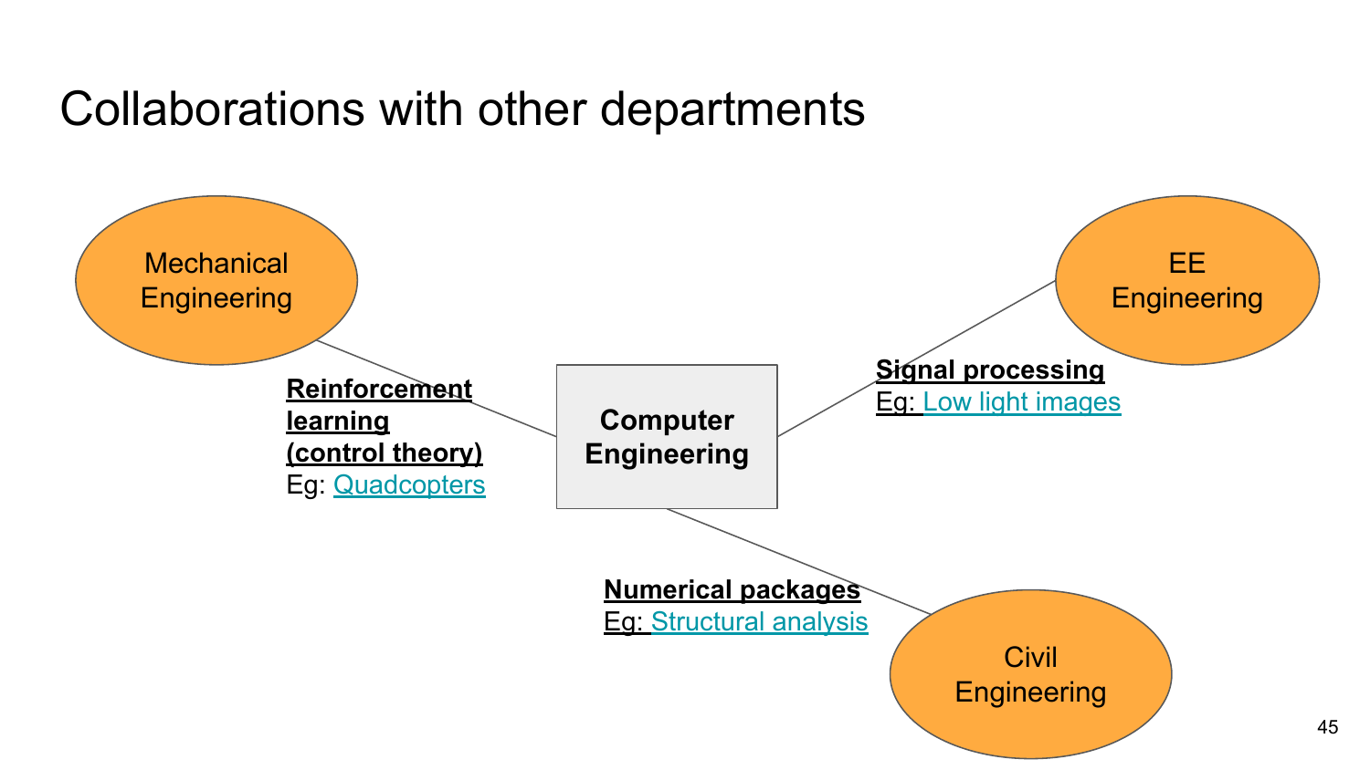# Collaborations with other departments

**Computer Engineering**

Mechanical Engineering

**Reinforcement learning (control theory)**
Eg: Quadcopters

EE Engineering

**Signal processing**
Eg: Low light images

Civil Engineering

**Numerical packages**
Eg: Structural analysis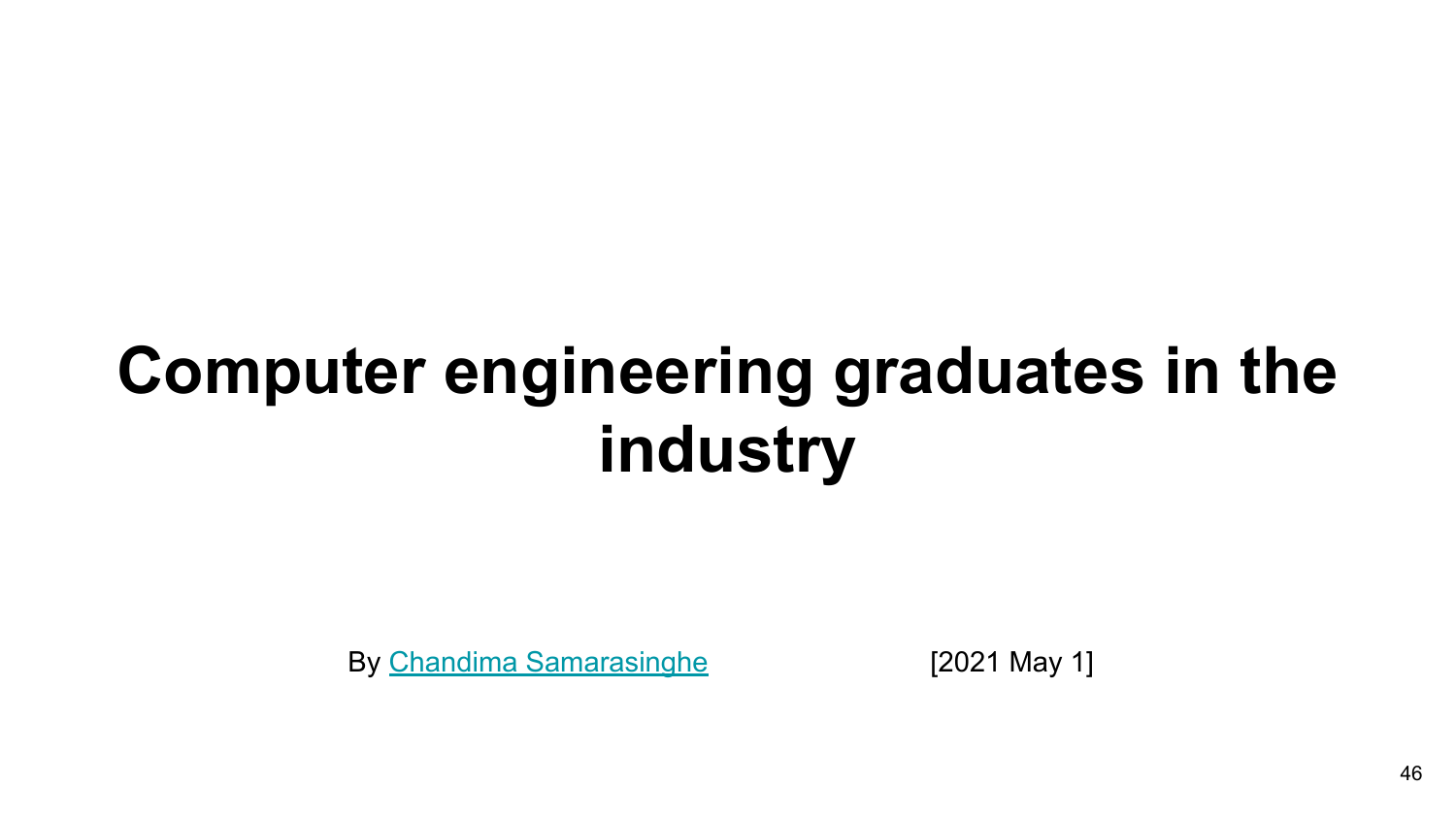# Computer engineering graduates in the industry

By Chandima Samarasinghe [2021 May 1]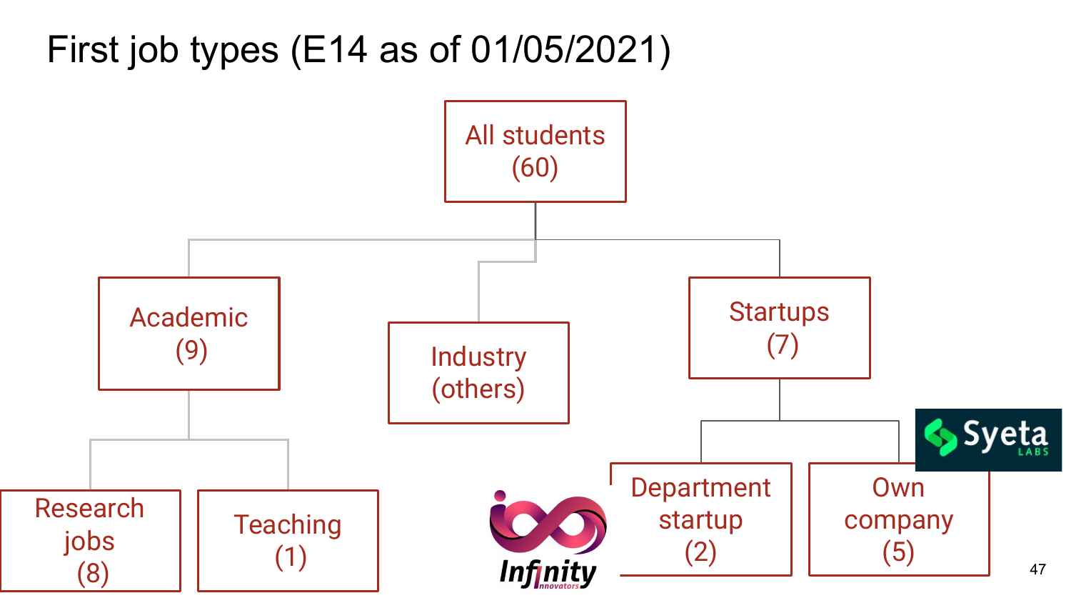# First job types (E14 as of 01/05/2021)

- All students (60)
  - Academic (9)
    - Research jobs (8)
    - Teaching (1)
  - Industry (others)
  - Startups (7)
    - Department startup (2)
    - Own company (5)

Infinity Innovators

Syeta LABS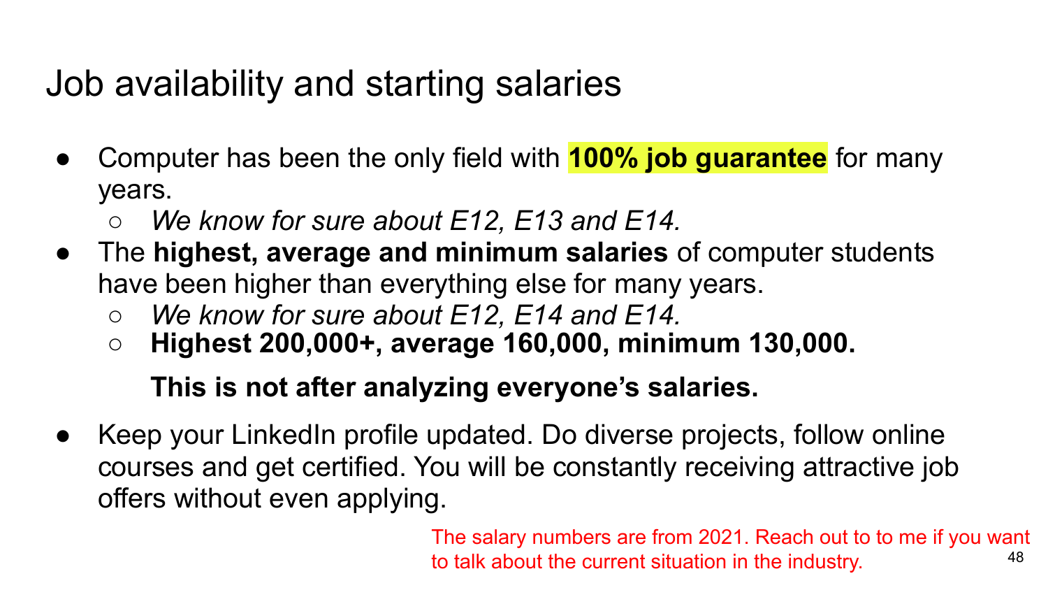# Job availability and starting salaries

- Computer has been the only field with **100% job guarantee** for many years.
  - *We know for sure about E12, E13 and E14.*
- The **highest, average and minimum salaries** of computer students have been higher than everything else for many years.
  - *We know for sure about E12, E14 and E14.*
  - **Highest 200,000+, average 160,000, minimum 130,000.**

    **This is not after analyzing everyone's salaries.**
- Keep your LinkedIn profile updated. Do diverse projects, follow online courses and get certified. You will be constantly receiving attractive job offers without even applying.

The salary numbers are from 2021. Reach out to to me if you want to talk about the current situation in the industry.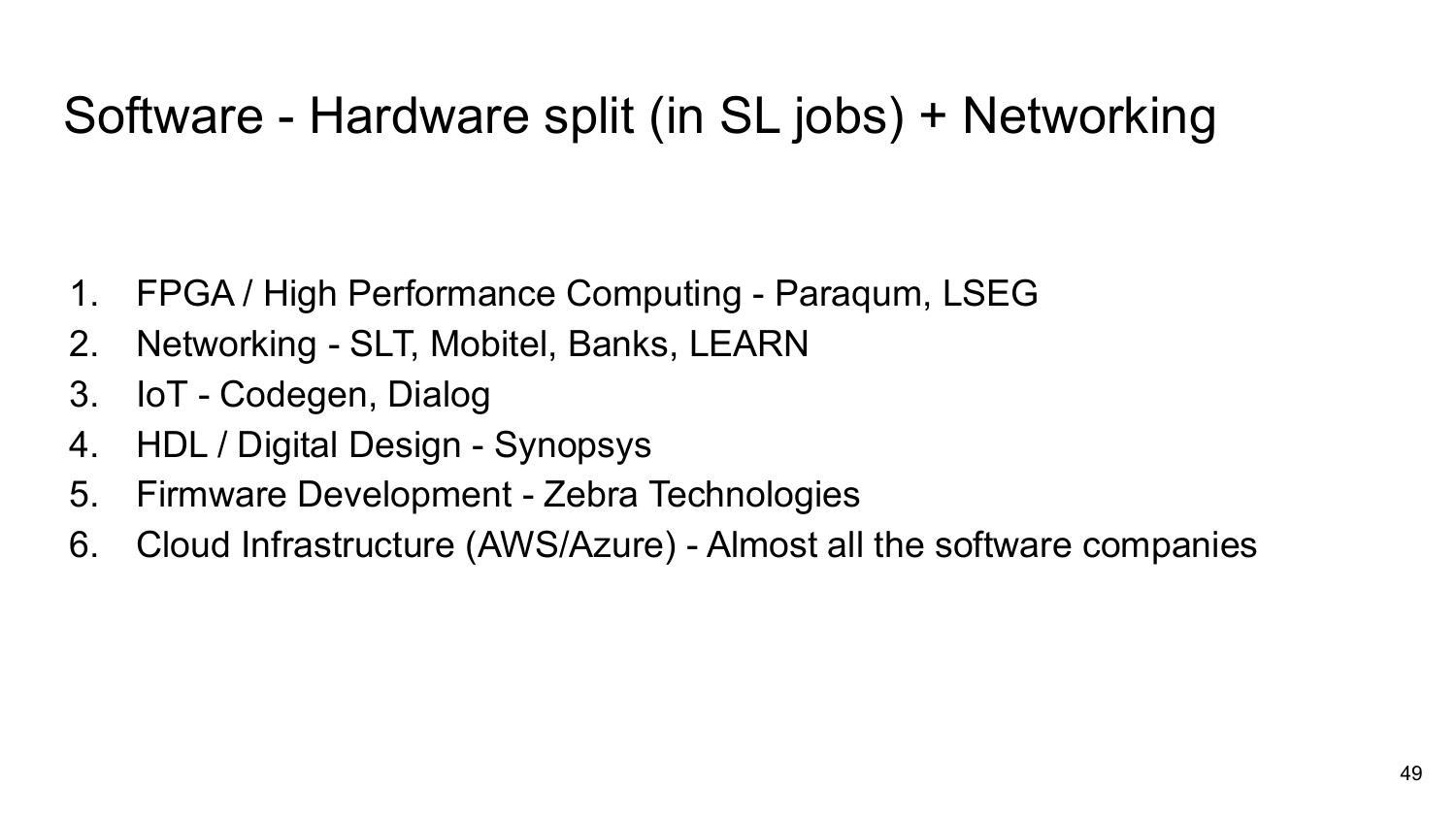# Software - Hardware split (in SL jobs) + Networking

1. FPGA / High Performance Computing - Paraqum, LSEG
2. Networking - SLT, Mobitel, Banks, LEARN
3. IoT - Codegen, Dialog
4. HDL / Digital Design - Synopsys
5. Firmware Development - Zebra Technologies
6. Cloud Infrastructure (AWS/Azure) - Almost all the software companies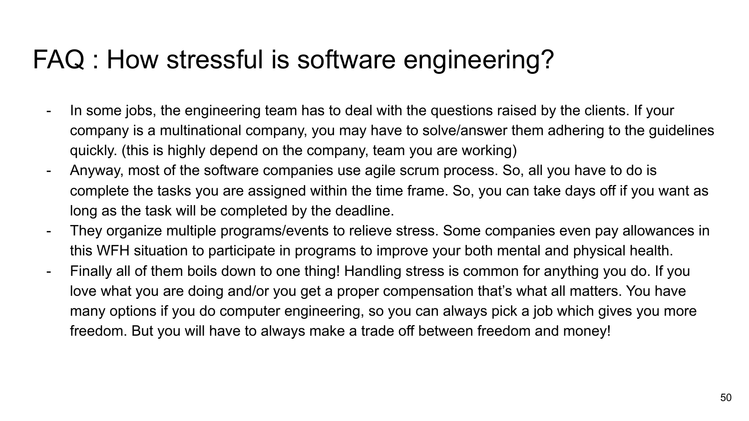# FAQ : How stressful is software engineering?

- In some jobs, the engineering team has to deal with the questions raised by the clients. If your company is a multinational company, you may have to solve/answer them adhering to the guidelines quickly. (this is highly depend on the company, team you are working)
- Anyway, most of the software companies use agile scrum process. So, all you have to do is complete the tasks you are assigned within the time frame. So, you can take days off if you want as long as the task will be completed by the deadline.
- They organize multiple programs/events to relieve stress. Some companies even pay allowances in this WFH situation to participate in programs to improve your both mental and physical health.
- Finally all of them boils down to one thing! Handling stress is common for anything you do. If you love what you are doing and/or you get a proper compensation that's what all matters. You have many options if you do computer engineering, so you can always pick a job which gives you more freedom. But you will have to always make a trade off between freedom and money!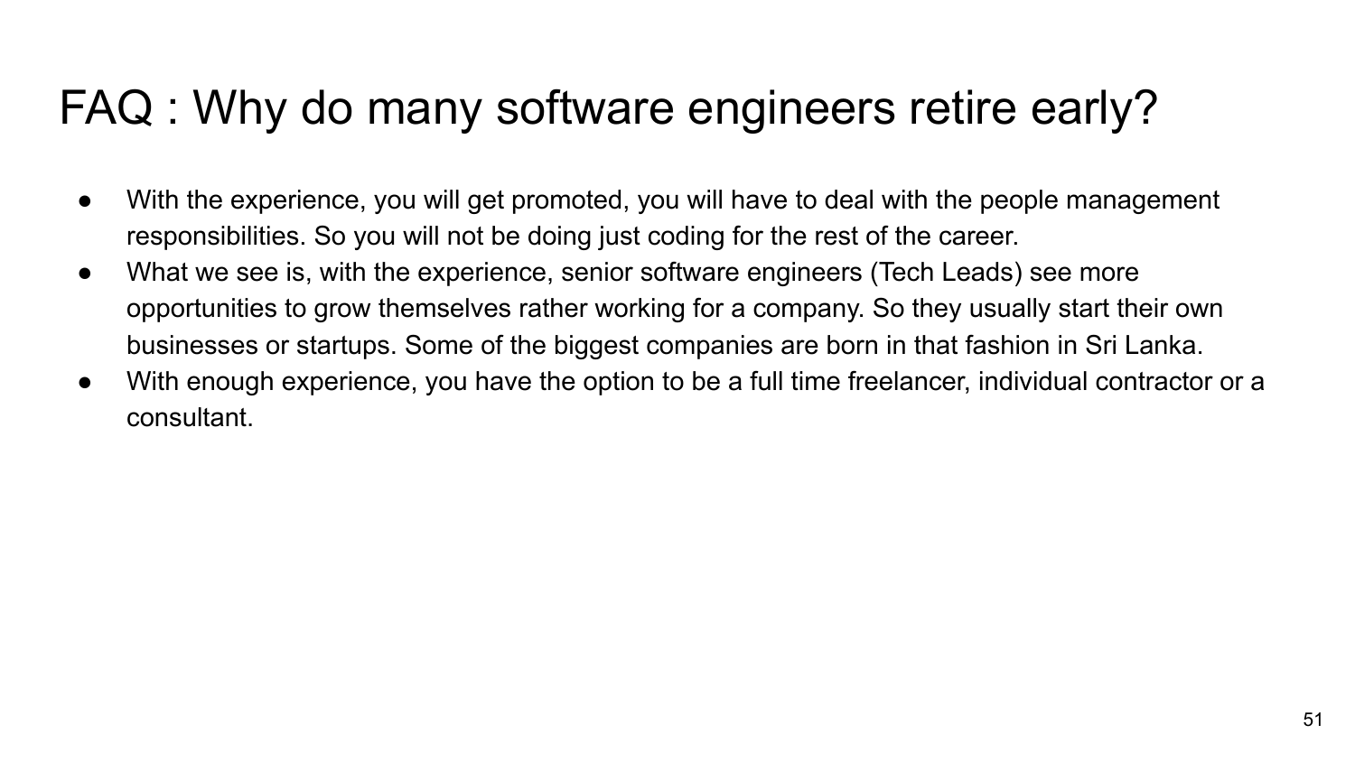# FAQ : Why do many software engineers retire early?

- With the experience, you will get promoted, you will have to deal with the people management responsibilities. So you will not be doing just coding for the rest of the career.
- What we see is, with the experience, senior software engineers (Tech Leads) see more opportunities to grow themselves rather working for a company. So they usually start their own businesses or startups. Some of the biggest companies are born in that fashion in Sri Lanka.
- With enough experience, you have the option to be a full time freelancer, individual contractor or a consultant.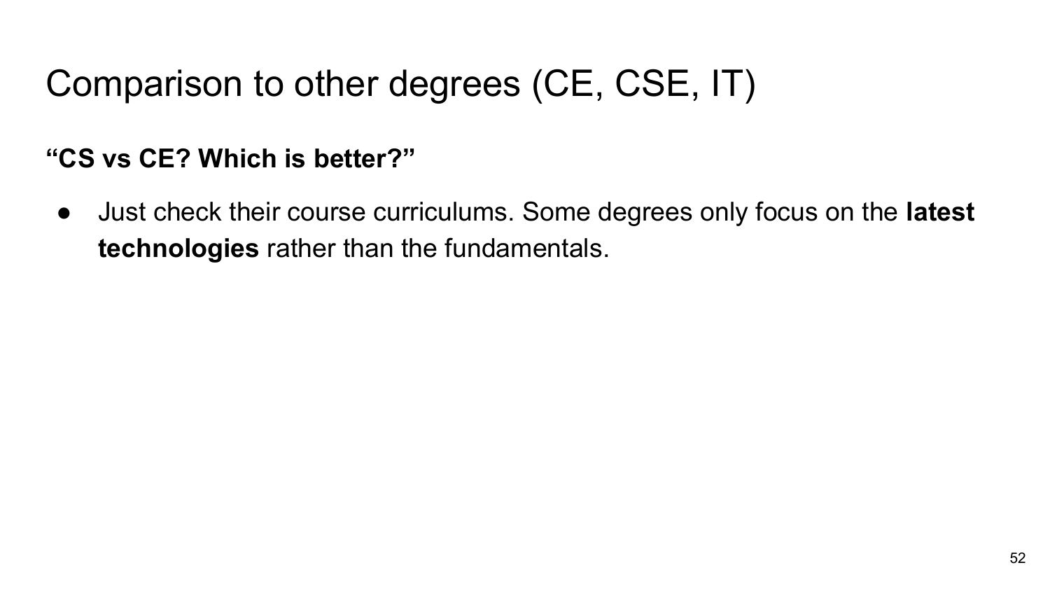# Comparison to other degrees (CE, CSE, IT)

**“CS vs CE? Which is better?”**

- Just check their course curriculums. Some degrees only focus on the **latest technologies** rather than the fundamentals.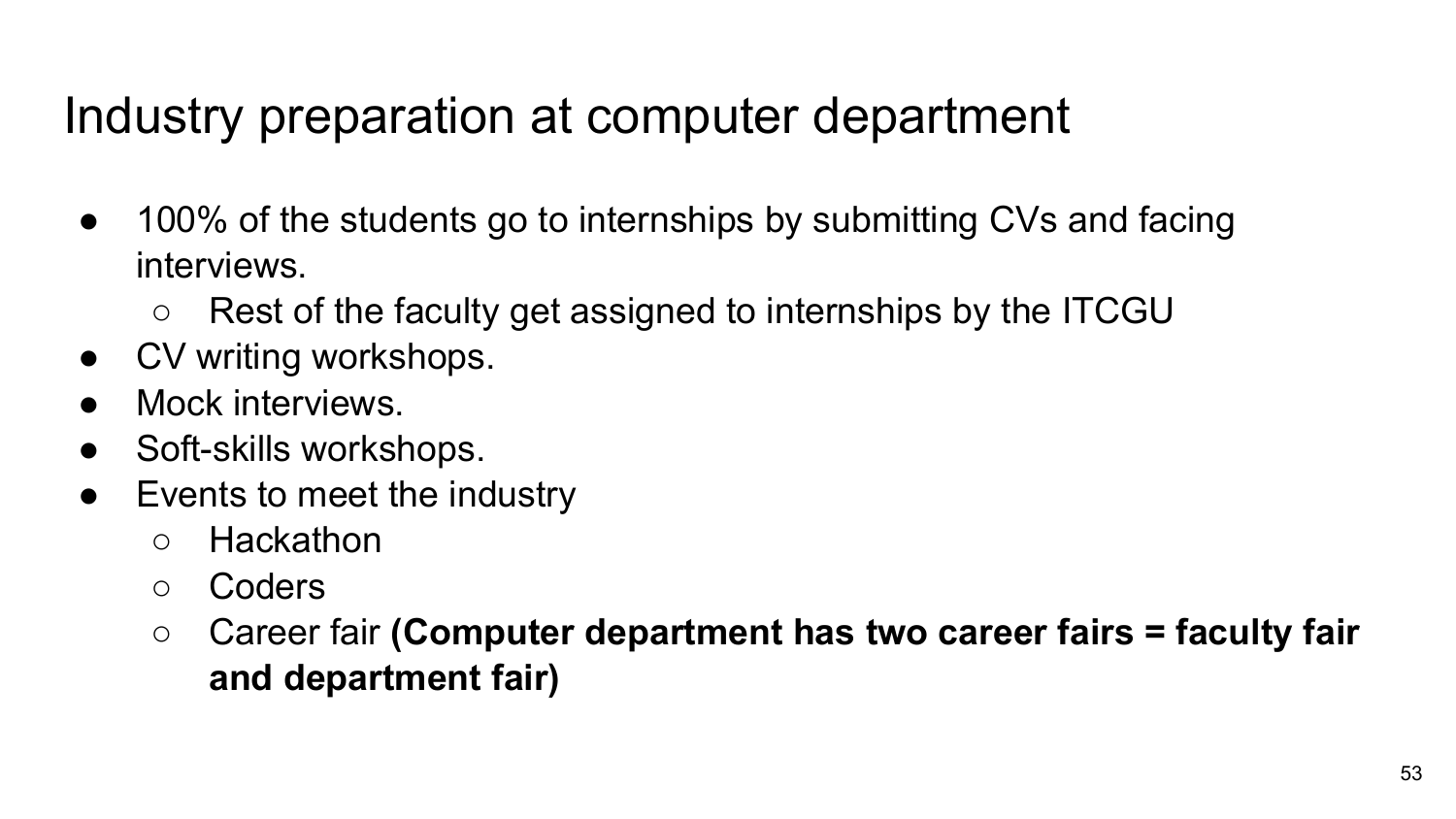# Industry preparation at computer department

- 100% of the students go to internships by submitting CVs and facing interviews.
  - Rest of the faculty get assigned to internships by the ITCGU
- CV writing workshops.
- Mock interviews.
- Soft-skills workshops.
- Events to meet the industry
  - Hackathon
  - Coders
  - Career fair **(Computer department has two career fairs = faculty fair and department fair)**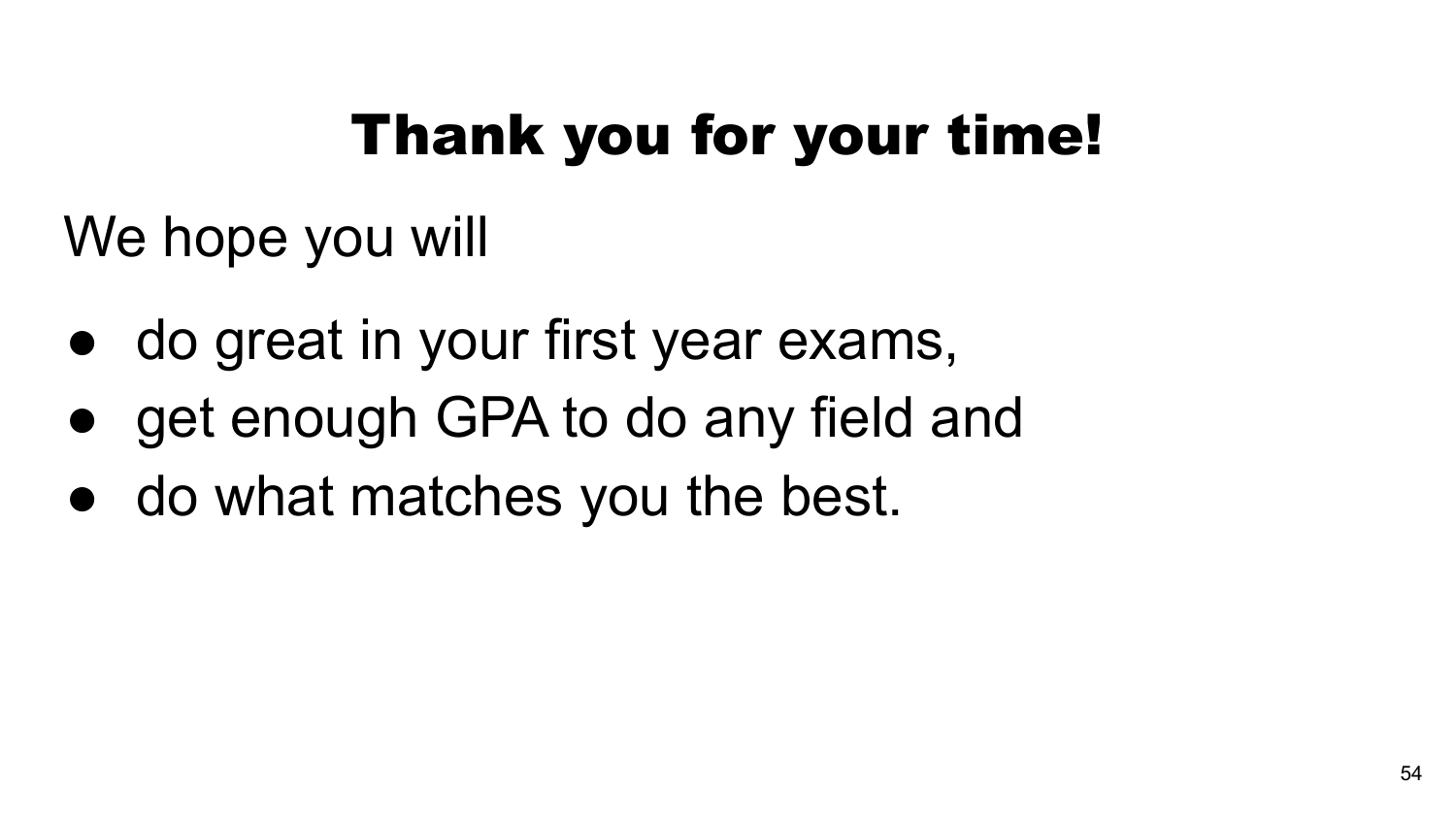# Thank you for your time!

We hope you will

- do great in your first year exams,
- get enough GPA to do any field and
- do what matches you the best.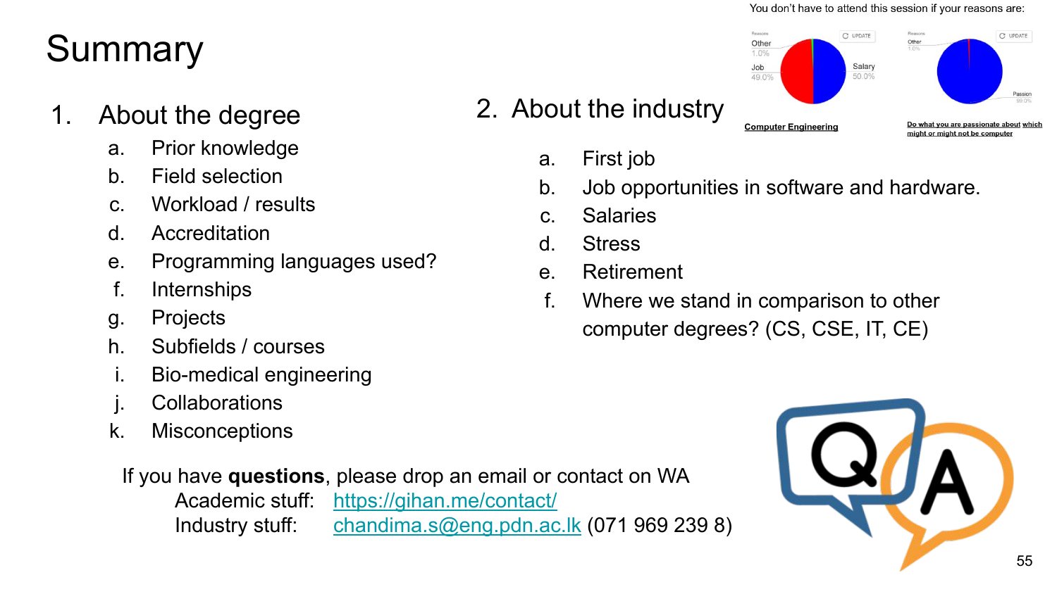# Summary

You don't have to attend this session if your reasons are:

Computer Engineering — Salary 50.0%, Job 49.0%, Other 1.0%

Do what you are passionate about which might or might not be computer — Passion 99.0%, Other 1.0%

1. About the degree
   a. Prior knowledge
   b. Field selection
   c. Workload / results
   d. Accreditation
   e. Programming languages used?
   f. Internships
   g. Projects
   h. Subfields / courses
   i. Bio-medical engineering
   j. Collaborations
   k. Misconceptions

2. About the industry
   a. First job
   b. Job opportunities in software and hardware.
   c. Salaries
   d. Stress
   e. Retirement
   f. Where we stand in comparison to other computer degrees? (CS, CSE, IT, CE)

If you have **questions**, please drop an email or contact on WA

Academic stuff: https://gihan.me/contact/

Industry stuff: chandima.s@eng.pdn.ac.lk (071 969 239 8)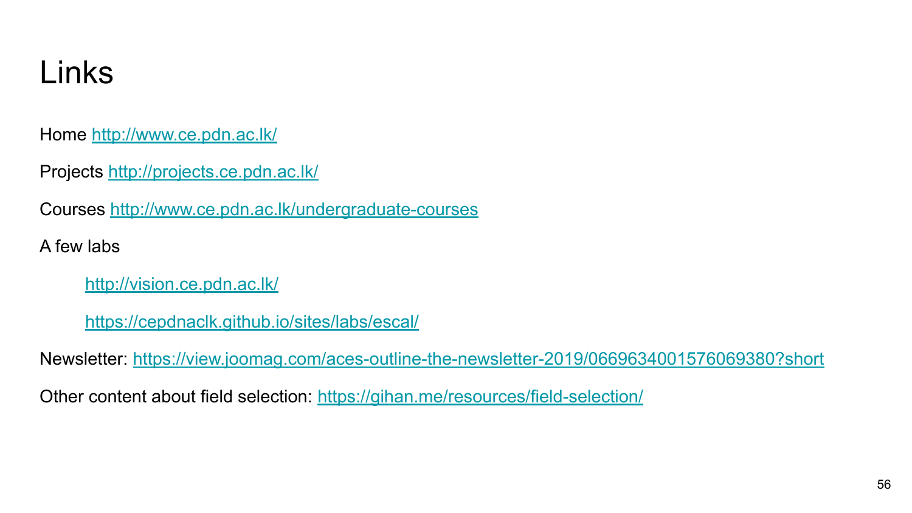# Links

Home http://www.ce.pdn.ac.lk/

Projects http://projects.ce.pdn.ac.lk/

Courses http://www.ce.pdn.ac.lk/undergraduate-courses

A few labs

- http://vision.ce.pdn.ac.lk/
- https://cepdnaclk.github.io/sites/labs/escal/

Newsletter: https://view.joomag.com/aces-outline-the-newsletter-2019/0669634001576069380?short

Other content about field selection: https://gihan.me/resources/field-selection/